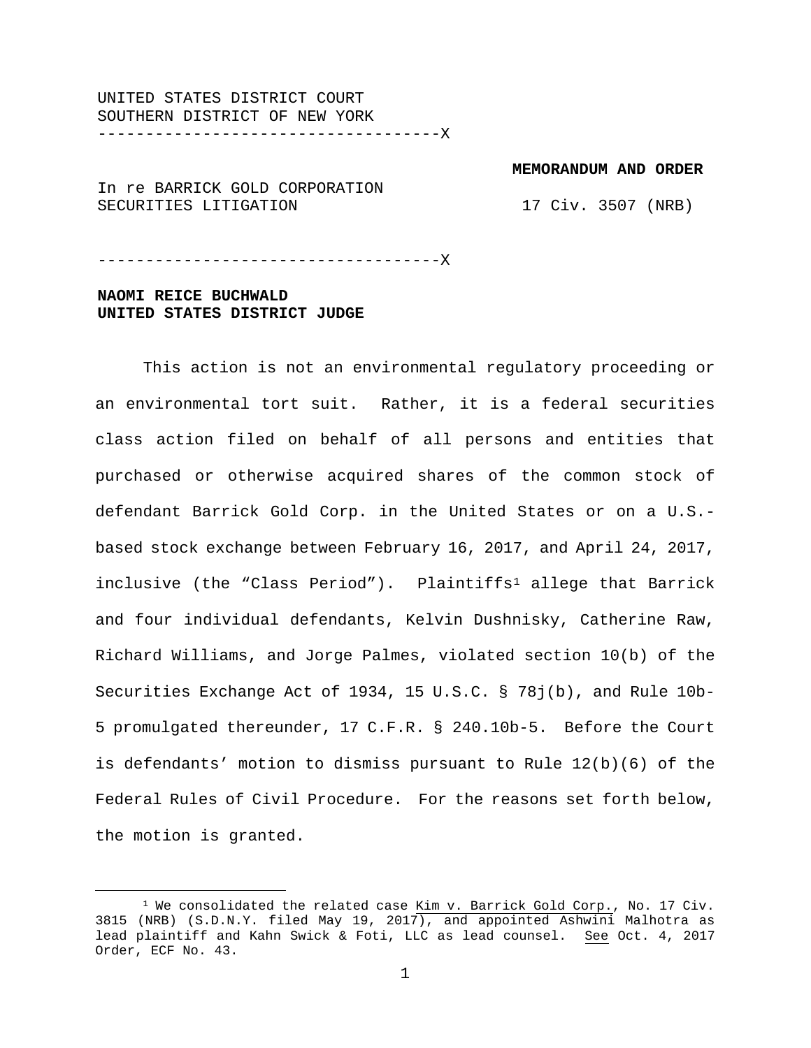UNITED STATES DISTRICT COURT
SOUTHERN DISTRICT OF NEW YORK
-----------------------------------X

**MEMORANDUM AND ORDER**

In re BARRICK GOLD CORPORATION SECURITIES LITIGATION

17 Civ. 3507 (NRB)

-----------------------------------X

**NAOMI REICE BUCHWALD**
**UNITED STATES DISTRICT JUDGE**

This action is not an environmental regulatory proceeding or an environmental tort suit. Rather, it is a federal securities class action filed on behalf of all persons and entities that purchased or otherwise acquired shares of the common stock of defendant Barrick Gold Corp. in the United States or on a U.S.-based stock exchange between February 16, 2017, and April 24, 2017, inclusive (the "Class Period"). Plaintiffs[1] allege that Barrick and four individual defendants, Kelvin Dushnisky, Catherine Raw, Richard Williams, and Jorge Palmes, violated section 10(b) of the Securities Exchange Act of 1934, 15 U.S.C. § 78j(b), and Rule 10b-5 promulgated thereunder, 17 C.F.R. § 240.10b-5. Before the Court is defendants' motion to dismiss pursuant to Rule 12(b)(6) of the Federal Rules of Civil Procedure. For the reasons set forth below, the motion is granted.

[1] We consolidated the related case Kim v. Barrick Gold Corp., No. 17 Civ. 3815 (NRB) (S.D.N.Y. filed May 19, 2017), and appointed Ashwini Malhotra as lead plaintiff and Kahn Swick & Foti, LLC as lead counsel. See Oct. 4, 2017 Order, ECF No. 43.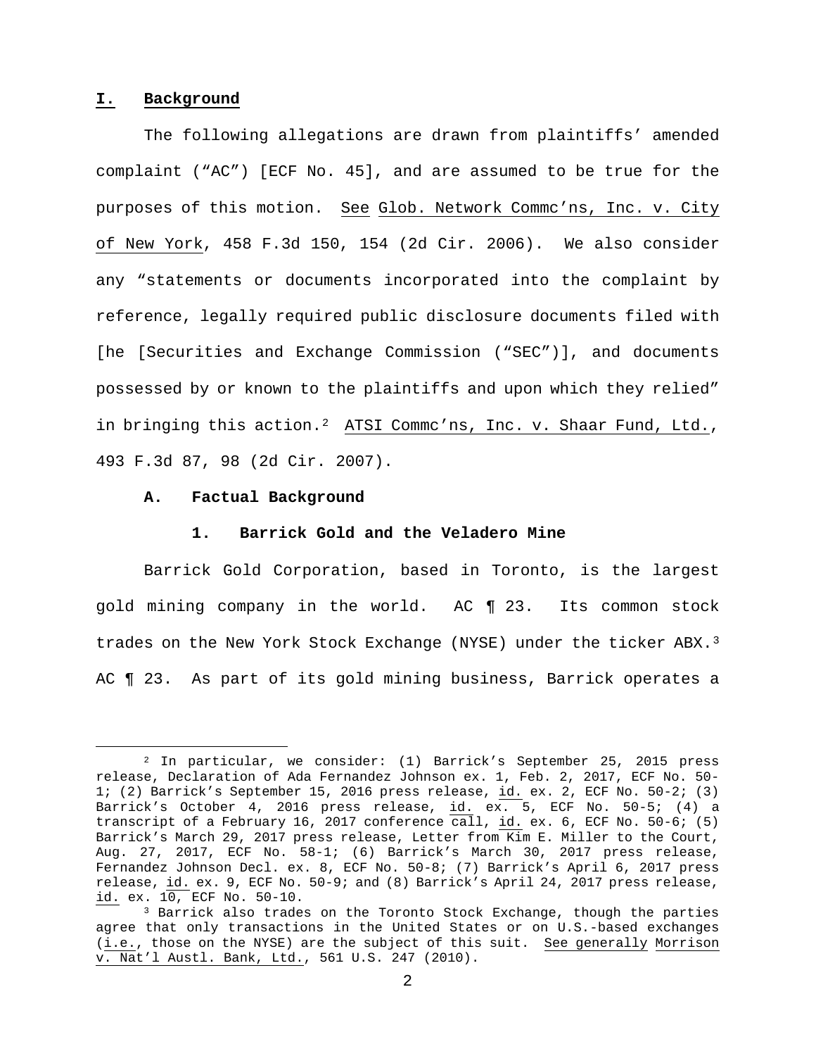## I. Background

The following allegations are drawn from plaintiffs' amended complaint ("AC") [ECF No. 45], and are assumed to be true for the purposes of this motion. See Glob. Network Commc'ns, Inc. v. City of New York, 458 F.3d 150, 154 (2d Cir. 2006). We also consider any "statements or documents incorporated into the complaint by reference, legally required public disclosure documents filed with [he [Securities and Exchange Commission ("SEC")], and documents possessed by or known to the plaintiffs and upon which they relied" in bringing this action.[2] ATSI Commc'ns, Inc. v. Shaar Fund, Ltd., 493 F.3d 87, 98 (2d Cir. 2007).

### A. Factual Background

#### 1. Barrick Gold and the Veladero Mine

Barrick Gold Corporation, based in Toronto, is the largest gold mining company in the world. AC ¶ 23. Its common stock trades on the New York Stock Exchange (NYSE) under the ticker ABX.[3] AC ¶ 23. As part of its gold mining business, Barrick operates a

---

[2] In particular, we consider: (1) Barrick's September 25, 2015 press release, Declaration of Ada Fernandez Johnson ex. 1, Feb. 2, 2017, ECF No. 50-1; (2) Barrick's September 15, 2016 press release, id. ex. 2, ECF No. 50-2; (3) Barrick's October 4, 2016 press release, id. ex. 5, ECF No. 50-5; (4) a transcript of a February 16, 2017 conference call, id. ex. 6, ECF No. 50-6; (5) Barrick's March 29, 2017 press release, Letter from Kim E. Miller to the Court, Aug. 27, 2017, ECF No. 58-1; (6) Barrick's March 30, 2017 press release, Fernandez Johnson Decl. ex. 8, ECF No. 50-8; (7) Barrick's April 6, 2017 press release, id. ex. 9, ECF No. 50-9; and (8) Barrick's April 24, 2017 press release, id. ex. 10, ECF No. 50-10.

[3] Barrick also trades on the Toronto Stock Exchange, though the parties agree that only transactions in the United States or on U.S.-based exchanges (i.e., those on the NYSE) are the subject of this suit. See generally Morrison v. Nat'l Austl. Bank, Ltd., 561 U.S. 247 (2010).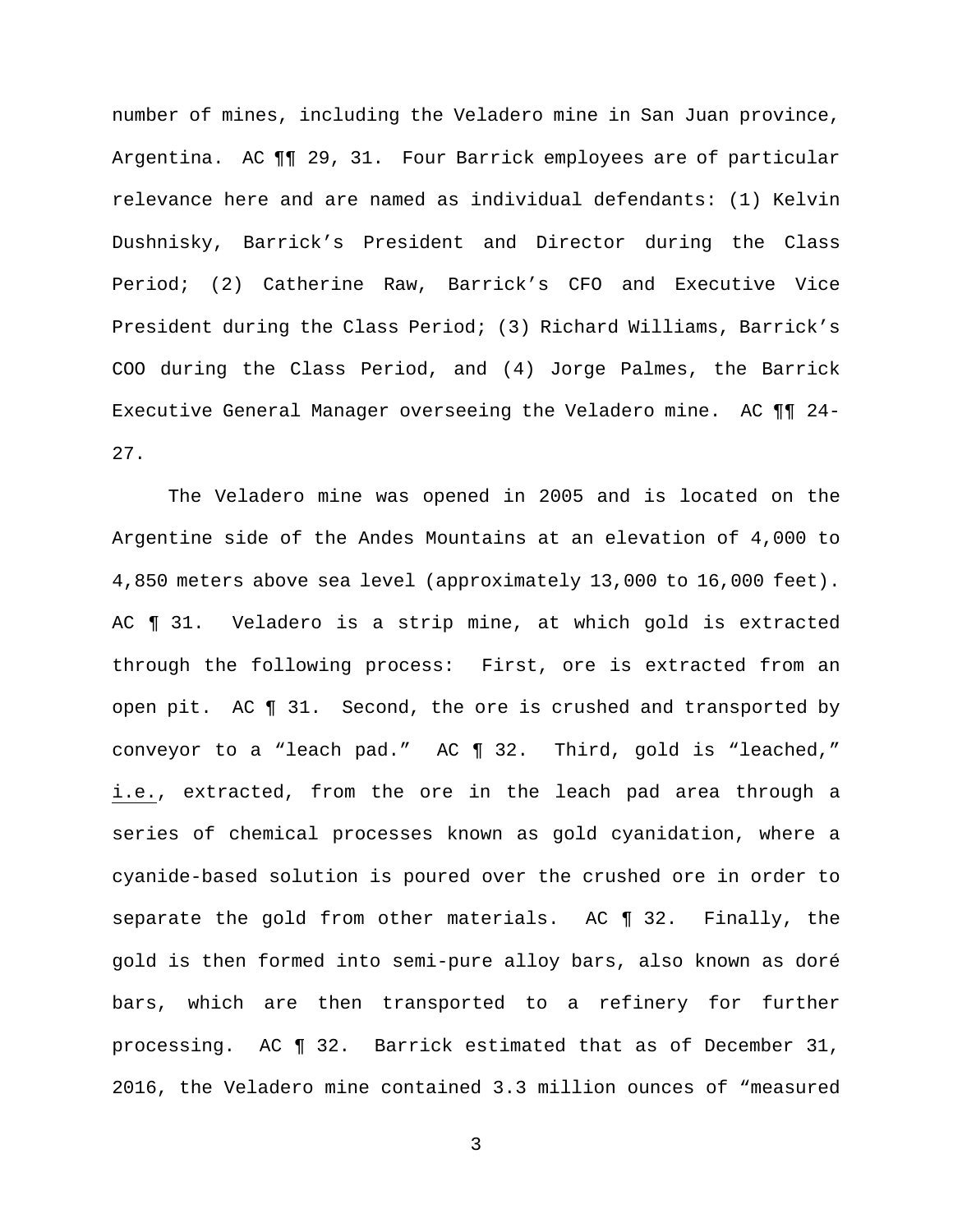number of mines, including the Veladero mine in San Juan province, Argentina. AC ¶¶ 29, 31. Four Barrick employees are of particular relevance here and are named as individual defendants: (1) Kelvin Dushnisky, Barrick's President and Director during the Class Period; (2) Catherine Raw, Barrick's CFO and Executive Vice President during the Class Period; (3) Richard Williams, Barrick's COO during the Class Period, and (4) Jorge Palmes, the Barrick Executive General Manager overseeing the Veladero mine. AC ¶¶ 24-27.

The Veladero mine was opened in 2005 and is located on the Argentine side of the Andes Mountains at an elevation of 4,000 to 4,850 meters above sea level (approximately 13,000 to 16,000 feet). AC ¶ 31. Veladero is a strip mine, at which gold is extracted through the following process: First, ore is extracted from an open pit. AC ¶ 31. Second, the ore is crushed and transported by conveyor to a "leach pad." AC ¶ 32. Third, gold is "leached," i.e., extracted, from the ore in the leach pad area through a series of chemical processes known as gold cyanidation, where a cyanide-based solution is poured over the crushed ore in order to separate the gold from other materials. AC ¶ 32. Finally, the gold is then formed into semi-pure alloy bars, also known as doré bars, which are then transported to a refinery for further processing. AC ¶ 32. Barrick estimated that as of December 31, 2016, the Veladero mine contained 3.3 million ounces of "measured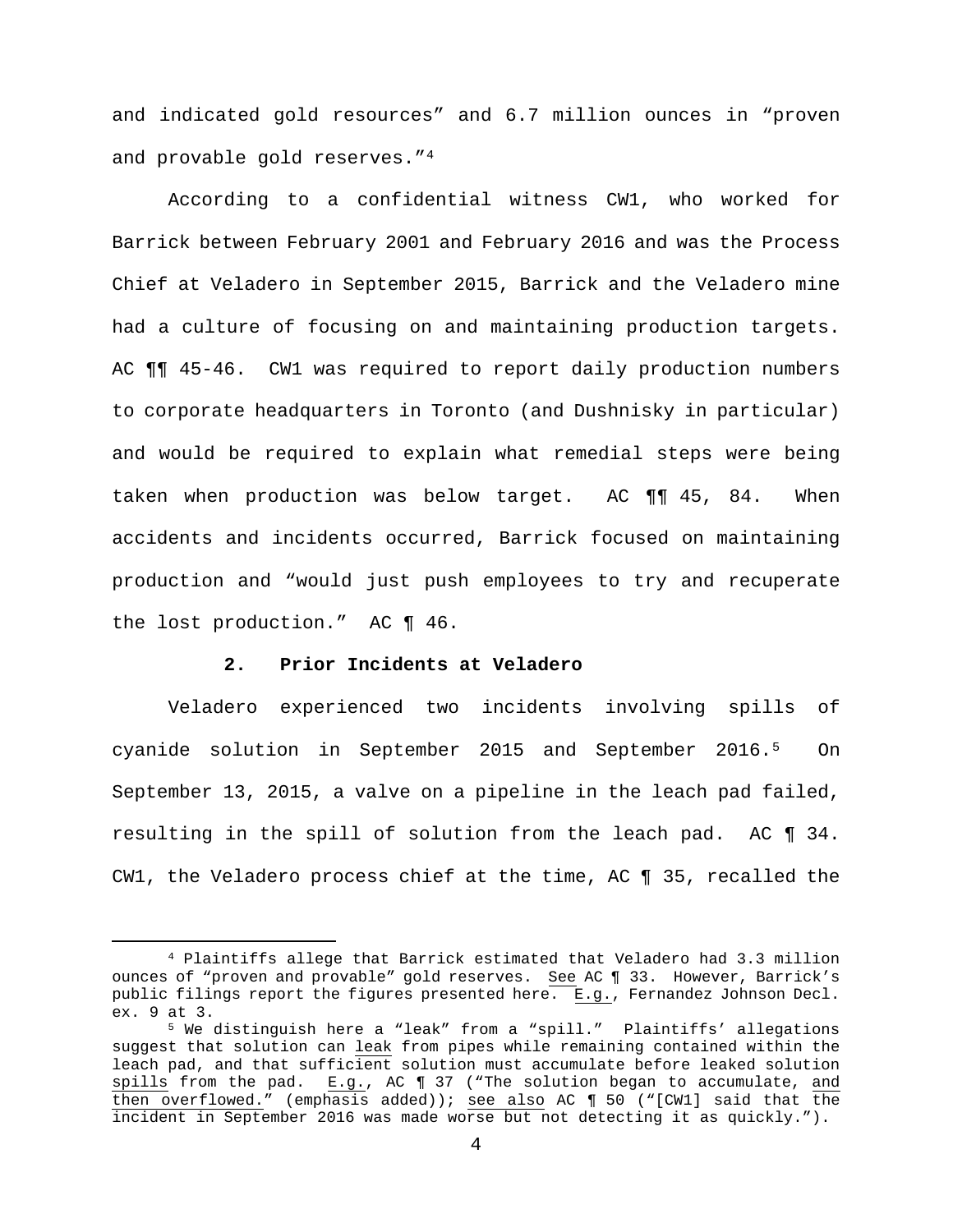and indicated gold resources" and 6.7 million ounces in "proven and provable gold reserves."[4]

According to a confidential witness CW1, who worked for Barrick between February 2001 and February 2016 and was the Process Chief at Veladero in September 2015, Barrick and the Veladero mine had a culture of focusing on and maintaining production targets. AC ¶¶ 45-46. CW1 was required to report daily production numbers to corporate headquarters in Toronto (and Dushnisky in particular) and would be required to explain what remedial steps were being taken when production was below target. AC ¶¶ 45, 84. When accidents and incidents occurred, Barrick focused on maintaining production and "would just push employees to try and recuperate the lost production." AC ¶ 46.

### 2. Prior Incidents at Veladero

Veladero experienced two incidents involving spills of cyanide solution in September 2015 and September 2016.[5] On September 13, 2015, a valve on a pipeline in the leach pad failed, resulting in the spill of solution from the leach pad. AC ¶ 34. CW1, the Veladero process chief at the time, AC ¶ 35, recalled the

---

[4] Plaintiffs allege that Barrick estimated that Veladero had 3.3 million ounces of "proven and provable" gold reserves. See AC ¶ 33. However, Barrick's public filings report the figures presented here. E.g., Fernandez Johnson Decl. ex. 9 at 3.

[5] We distinguish here a "leak" from a "spill." Plaintiffs' allegations suggest that solution can leak from pipes while remaining contained within the leach pad, and that sufficient solution must accumulate before leaked solution spills from the pad. E.g., AC ¶ 37 ("The solution began to accumulate, and then overflowed." (emphasis added)); see also AC ¶ 50 ("[CW1] said that the incident in September 2016 was made worse but not detecting it as quickly.").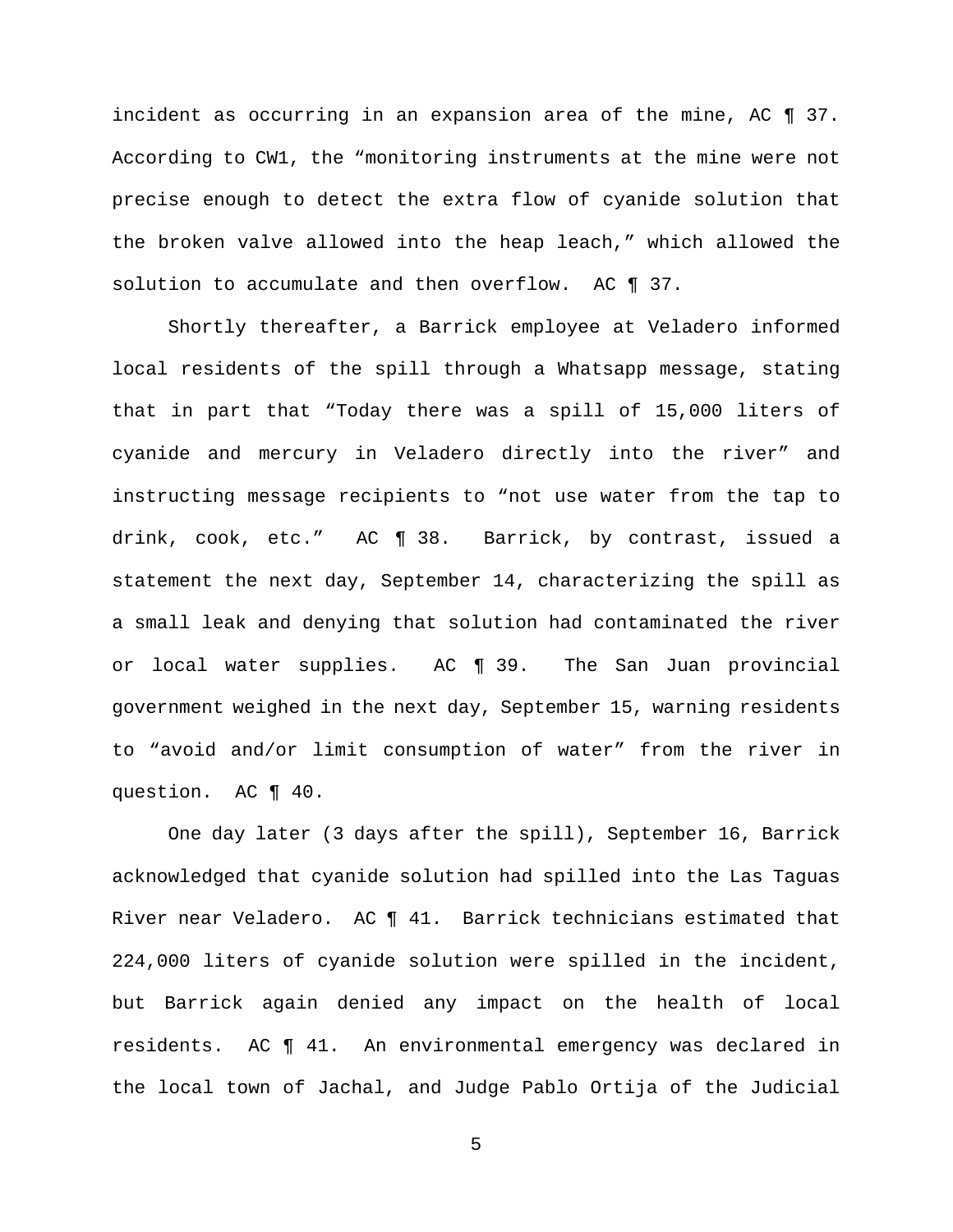incident as occurring in an expansion area of the mine, AC ¶ 37. According to CW1, the "monitoring instruments at the mine were not precise enough to detect the extra flow of cyanide solution that the broken valve allowed into the heap leach," which allowed the solution to accumulate and then overflow. AC ¶ 37.

Shortly thereafter, a Barrick employee at Veladero informed local residents of the spill through a Whatsapp message, stating that in part that "Today there was a spill of 15,000 liters of cyanide and mercury in Veladero directly into the river" and instructing message recipients to "not use water from the tap to drink, cook, etc." AC ¶ 38. Barrick, by contrast, issued a statement the next day, September 14, characterizing the spill as a small leak and denying that solution had contaminated the river or local water supplies. AC ¶ 39. The San Juan provincial government weighed in the next day, September 15, warning residents to "avoid and/or limit consumption of water" from the river in question. AC ¶ 40.

One day later (3 days after the spill), September 16, Barrick acknowledged that cyanide solution had spilled into the Las Taguas River near Veladero. AC ¶ 41. Barrick technicians estimated that 224,000 liters of cyanide solution were spilled in the incident, but Barrick again denied any impact on the health of local residents. AC ¶ 41. An environmental emergency was declared in the local town of Jachal, and Judge Pablo Ortija of the Judicial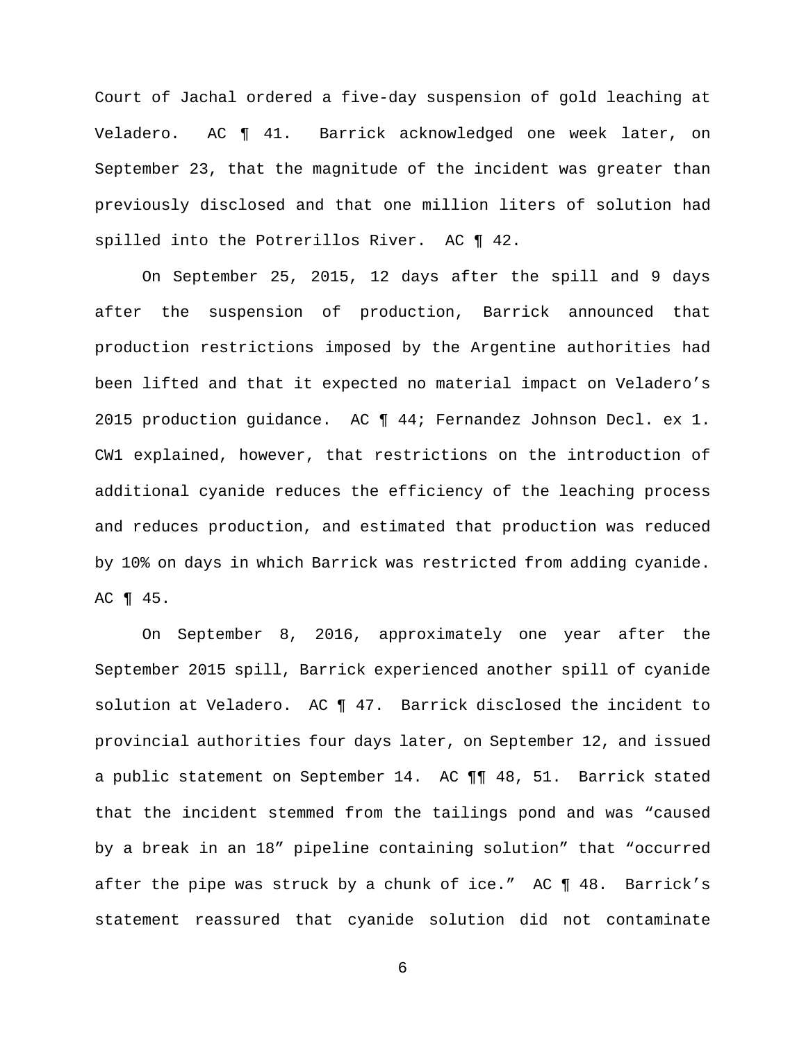Court of Jachal ordered a five-day suspension of gold leaching at Veladero. AC ¶ 41. Barrick acknowledged one week later, on September 23, that the magnitude of the incident was greater than previously disclosed and that one million liters of solution had spilled into the Potrerillos River. AC ¶ 42.

On September 25, 2015, 12 days after the spill and 9 days after the suspension of production, Barrick announced that production restrictions imposed by the Argentine authorities had been lifted and that it expected no material impact on Veladero's 2015 production guidance. AC ¶ 44; Fernandez Johnson Decl. ex 1. CW1 explained, however, that restrictions on the introduction of additional cyanide reduces the efficiency of the leaching process and reduces production, and estimated that production was reduced by 10% on days in which Barrick was restricted from adding cyanide. AC ¶ 45.

On September 8, 2016, approximately one year after the September 2015 spill, Barrick experienced another spill of cyanide solution at Veladero. AC ¶ 47. Barrick disclosed the incident to provincial authorities four days later, on September 12, and issued a public statement on September 14. AC ¶¶ 48, 51. Barrick stated that the incident stemmed from the tailings pond and was "caused by a break in an 18" pipeline containing solution" that "occurred after the pipe was struck by a chunk of ice." AC ¶ 48. Barrick's statement reassured that cyanide solution did not contaminate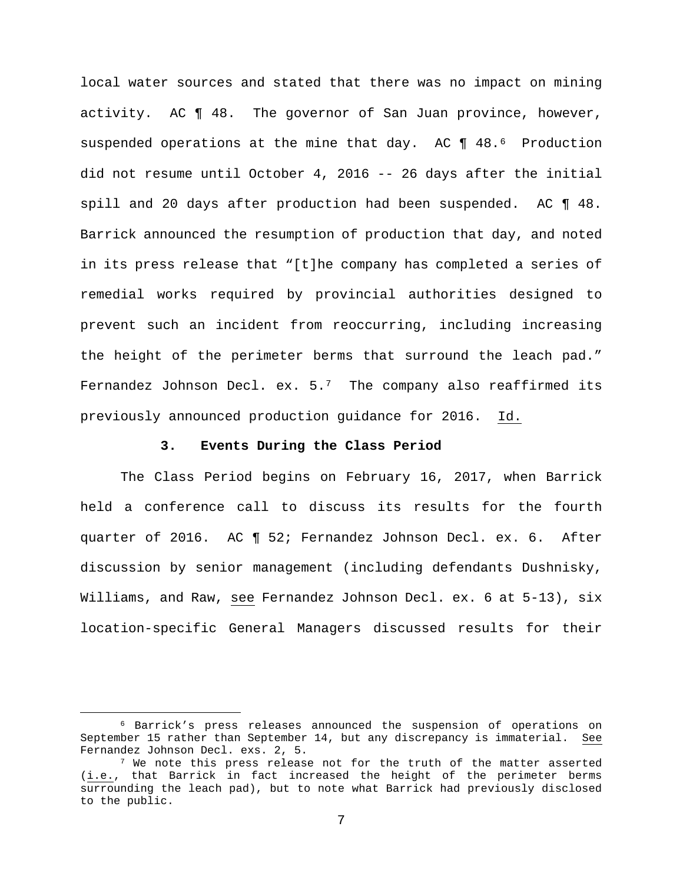local water sources and stated that there was no impact on mining activity. AC ¶ 48. The governor of San Juan province, however, suspended operations at the mine that day. AC ¶ 48.[6] Production did not resume until October 4, 2016 -- 26 days after the initial spill and 20 days after production had been suspended. AC ¶ 48. Barrick announced the resumption of production that day, and noted in its press release that "[t]he company has completed a series of remedial works required by provincial authorities designed to prevent such an incident from reoccurring, including increasing the height of the perimeter berms that surround the leach pad." Fernandez Johnson Decl. ex. 5.[7] The company also reaffirmed its previously announced production guidance for 2016. Id.

### 3. Events During the Class Period

The Class Period begins on February 16, 2017, when Barrick held a conference call to discuss its results for the fourth quarter of 2016. AC ¶ 52; Fernandez Johnson Decl. ex. 6. After discussion by senior management (including defendants Dushnisky, Williams, and Raw, see Fernandez Johnson Decl. ex. 6 at 5-13), six location-specific General Managers discussed results for their

---

[6] Barrick's press releases announced the suspension of operations on September 15 rather than September 14, but any discrepancy is immaterial. See Fernandez Johnson Decl. exs. 2, 5.

[7] We note this press release not for the truth of the matter asserted (i.e., that Barrick in fact increased the height of the perimeter berms surrounding the leach pad), but to note what Barrick had previously disclosed to the public.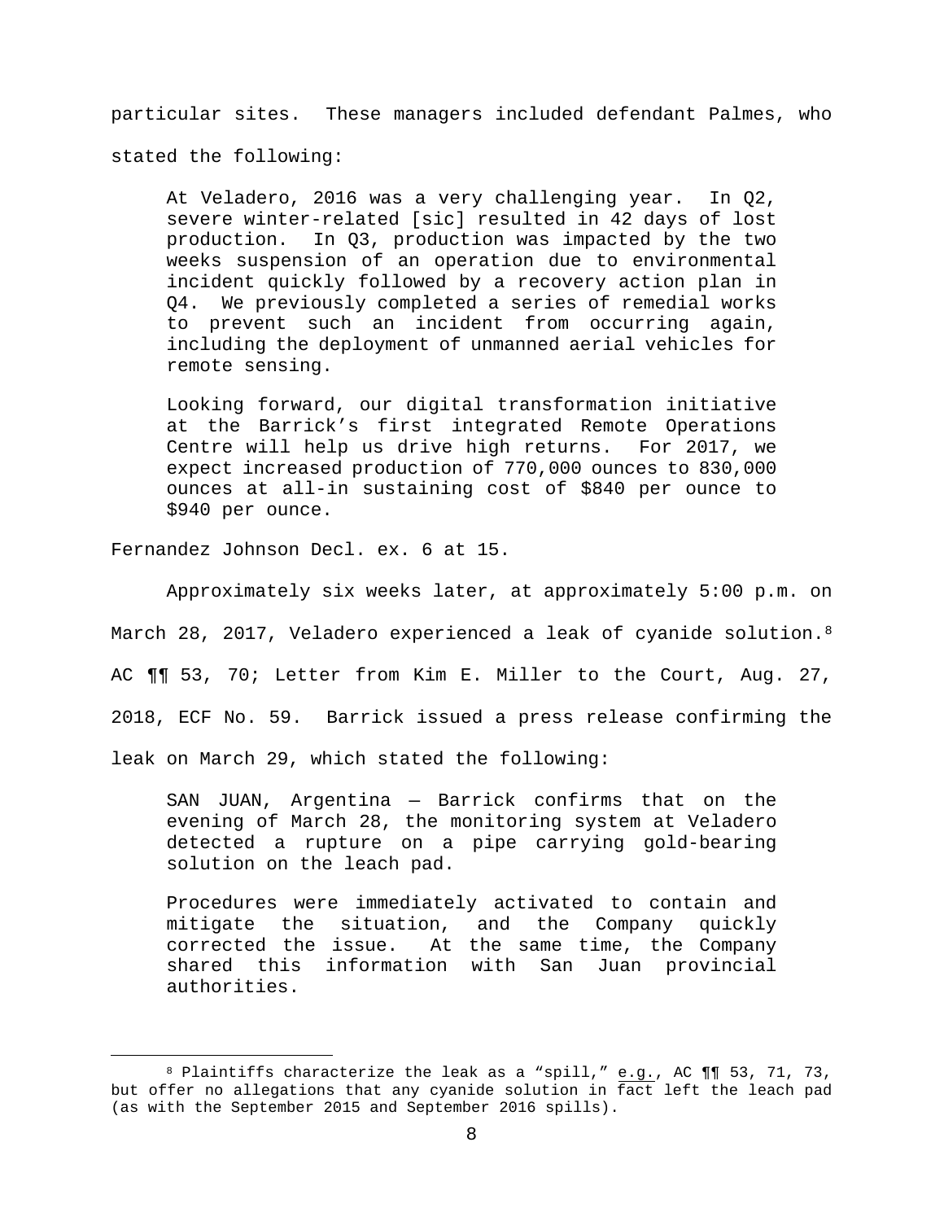particular sites. These managers included defendant Palmes, who stated the following:

> At Veladero, 2016 was a very challenging year. In Q2, severe winter-related [sic] resulted in 42 days of lost production. In Q3, production was impacted by the two weeks suspension of an operation due to environmental incident quickly followed by a recovery action plan in Q4. We previously completed a series of remedial works to prevent such an incident from occurring again, including the deployment of unmanned aerial vehicles for remote sensing.
>
> Looking forward, our digital transformation initiative at the Barrick's first integrated Remote Operations Centre will help us drive high returns. For 2017, we expect increased production of 770,000 ounces to 830,000 ounces at all-in sustaining cost of $840 per ounce to $940 per ounce.

Fernandez Johnson Decl. ex. 6 at 15.

Approximately six weeks later, at approximately 5:00 p.m. on March 28, 2017, Veladero experienced a leak of cyanide solution.[8] AC ¶¶ 53, 70; Letter from Kim E. Miller to the Court, Aug. 27, 2018, ECF No. 59. Barrick issued a press release confirming the leak on March 29, which stated the following:

> SAN JUAN, Argentina — Barrick confirms that on the evening of March 28, the monitoring system at Veladero detected a rupture on a pipe carrying gold-bearing solution on the leach pad.
>
> Procedures were immediately activated to contain and mitigate the situation, and the Company quickly corrected the issue. At the same time, the Company shared this information with San Juan provincial authorities.

---

[8] Plaintiffs characterize the leak as a "spill," e.g., AC ¶¶ 53, 71, 73, but offer no allegations that any cyanide solution in fact left the leach pad (as with the September 2015 and September 2016 spills).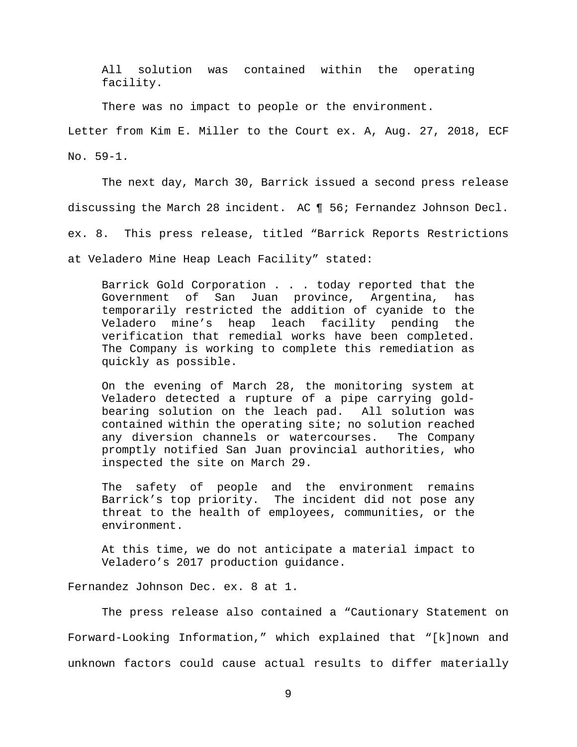> All solution was contained within the operating facility.
>
> There was no impact to people or the environment.

Letter from Kim E. Miller to the Court ex. A, Aug. 27, 2018, ECF No. 59-1.

The next day, March 30, Barrick issued a second press release discussing the March 28 incident. AC ¶ 56; Fernandez Johnson Decl. ex. 8. This press release, titled "Barrick Reports Restrictions at Veladero Mine Heap Leach Facility" stated:

> Barrick Gold Corporation . . . today reported that the Government of San Juan province, Argentina, has temporarily restricted the addition of cyanide to the Veladero mine's heap leach facility pending the verification that remedial works have been completed. The Company is working to complete this remediation as quickly as possible.
>
> On the evening of March 28, the monitoring system at Veladero detected a rupture of a pipe carrying gold-bearing solution on the leach pad. All solution was contained within the operating site; no solution reached any diversion channels or watercourses. The Company promptly notified San Juan provincial authorities, who inspected the site on March 29.
>
> The safety of people and the environment remains Barrick's top priority. The incident did not pose any threat to the health of employees, communities, or the environment.
>
> At this time, we do not anticipate a material impact to Veladero's 2017 production guidance.

Fernandez Johnson Dec. ex. 8 at 1.

The press release also contained a "Cautionary Statement on Forward-Looking Information," which explained that "[k]nown and unknown factors could cause actual results to differ materially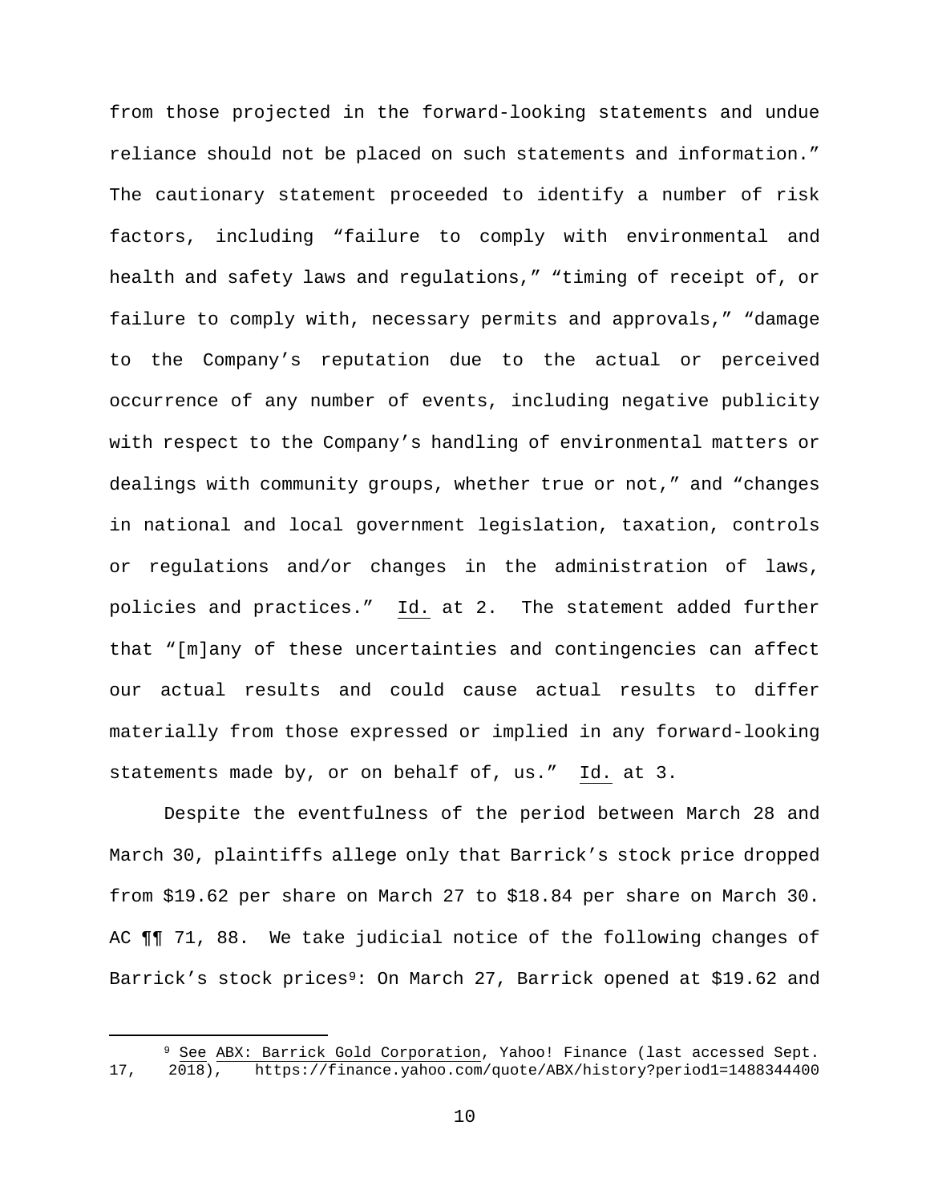from those projected in the forward-looking statements and undue reliance should not be placed on such statements and information." The cautionary statement proceeded to identify a number of risk factors, including "failure to comply with environmental and health and safety laws and regulations," "timing of receipt of, or failure to comply with, necessary permits and approvals," "damage to the Company's reputation due to the actual or perceived occurrence of any number of events, including negative publicity with respect to the Company's handling of environmental matters or dealings with community groups, whether true or not," and "changes in national and local government legislation, taxation, controls or regulations and/or changes in the administration of laws, policies and practices." Id. at 2. The statement added further that "[m]any of these uncertainties and contingencies can affect our actual results and could cause actual results to differ materially from those expressed or implied in any forward-looking statements made by, or on behalf of, us." Id. at 3.

Despite the eventfulness of the period between March 28 and March 30, plaintiffs allege only that Barrick's stock price dropped from $19.62 per share on March 27 to $18.84 per share on March 30. AC ¶¶ 71, 88. We take judicial notice of the following changes of Barrick's stock prices[9]: On March 27, Barrick opened at $19.62 and

[9] See ABX: Barrick Gold Corporation, Yahoo! Finance (last accessed Sept. 17, 2018), https://finance.yahoo.com/quote/ABX/history?period1=1488344400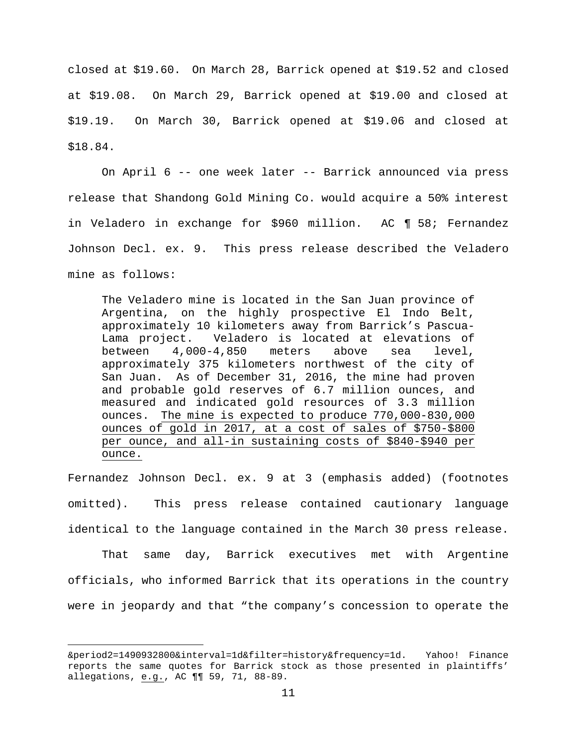closed at $19.60. On March 28, Barrick opened at $19.52 and closed at $19.08. On March 29, Barrick opened at $19.00 and closed at $19.19. On March 30, Barrick opened at $19.06 and closed at $18.84.

On April 6 -- one week later -- Barrick announced via press release that Shandong Gold Mining Co. would acquire a 50% interest in Veladero in exchange for $960 million. AC ¶ 58; Fernandez Johnson Decl. ex. 9. This press release described the Veladero mine as follows:

> The Veladero mine is located in the San Juan province of Argentina, on the highly prospective El Indo Belt, approximately 10 kilometers away from Barrick's Pascua-Lama project. Veladero is located at elevations of between 4,000-4,850 meters above sea level, approximately 375 kilometers northwest of the city of San Juan. As of December 31, 2016, the mine had proven and probable gold reserves of 6.7 million ounces, and measured and indicated gold resources of 3.3 million ounces. <u>The mine is expected to produce 770,000-830,000 ounces of gold in 2017, at a cost of sales of $750-$800 per ounce, and all-in sustaining costs of $840-$940 per ounce.</u>

Fernandez Johnson Decl. ex. 9 at 3 (emphasis added) (footnotes omitted). This press release contained cautionary language identical to the language contained in the March 30 press release.

That same day, Barrick executives met with Argentine officials, who informed Barrick that its operations in the country were in jeopardy and that "the company's concession to operate the

---

&period2=1490932800&interval=1d&filter=history&frequency=1d. Yahoo! Finance reports the same quotes for Barrick stock as those presented in plaintiffs' allegations, <u>e.g.</u>, AC ¶¶ 59, 71, 88-89.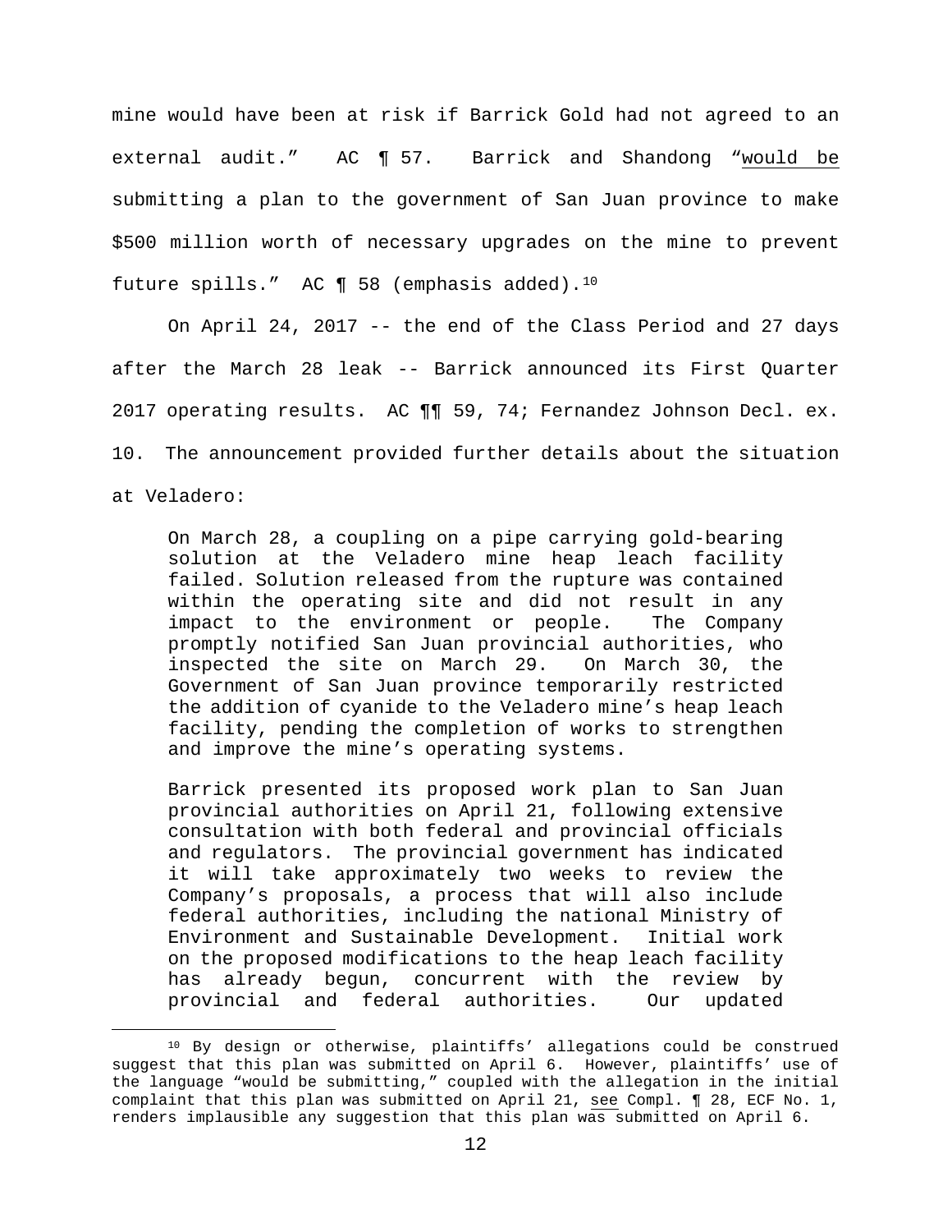mine would have been at risk if Barrick Gold had not agreed to an external audit." AC ¶ 57. Barrick and Shandong "would be submitting a plan to the government of San Juan province to make $500 million worth of necessary upgrades on the mine to prevent future spills." AC ¶ 58 (emphasis added).[10]

On April 24, 2017 -- the end of the Class Period and 27 days after the March 28 leak -- Barrick announced its First Quarter 2017 operating results. AC ¶¶ 59, 74; Fernandez Johnson Decl. ex. 10. The announcement provided further details about the situation at Veladero:

> On March 28, a coupling on a pipe carrying gold-bearing solution at the Veladero mine heap leach facility failed. Solution released from the rupture was contained within the operating site and did not result in any impact to the environment or people. The Company promptly notified San Juan provincial authorities, who inspected the site on March 29. On March 30, the Government of San Juan province temporarily restricted the addition of cyanide to the Veladero mine's heap leach facility, pending the completion of works to strengthen and improve the mine's operating systems.
>
> Barrick presented its proposed work plan to San Juan provincial authorities on April 21, following extensive consultation with both federal and provincial officials and regulators. The provincial government has indicated it will take approximately two weeks to review the Company's proposals, a process that will also include federal authorities, including the national Ministry of Environment and Sustainable Development. Initial work on the proposed modifications to the heap leach facility has already begun, concurrent with the review by provincial and federal authorities. Our updated

[10] By design or otherwise, plaintiffs' allegations could be construed suggest that this plan was submitted on April 6. However, plaintiffs' use of the language "would be submitting," coupled with the allegation in the initial complaint that this plan was submitted on April 21, see Compl. ¶ 28, ECF No. 1, renders implausible any suggestion that this plan was submitted on April 6.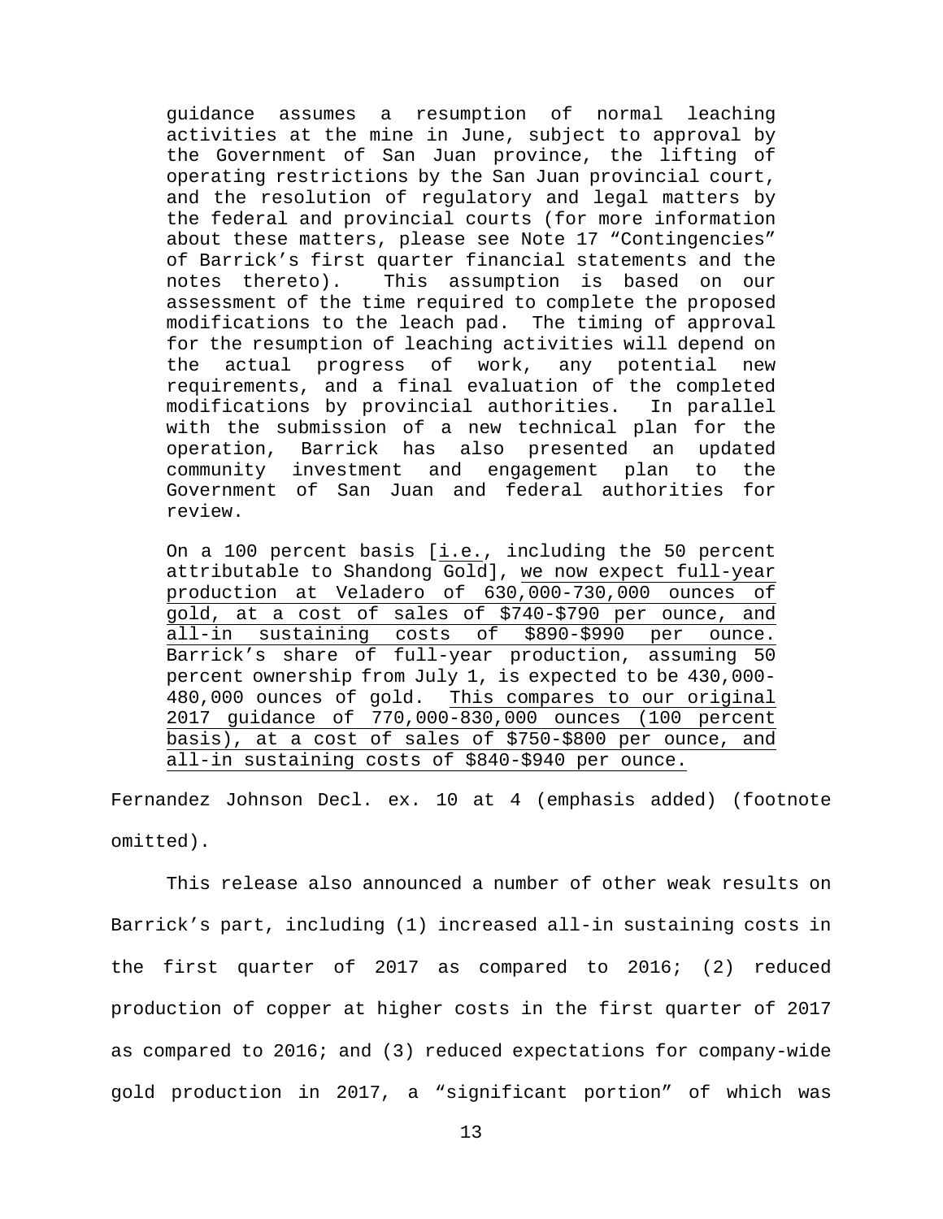> guidance assumes a resumption of normal leaching activities at the mine in June, subject to approval by the Government of San Juan province, the lifting of operating restrictions by the San Juan provincial court, and the resolution of regulatory and legal matters by the federal and provincial courts (for more information about these matters, please see Note 17 "Contingencies" of Barrick's first quarter financial statements and the notes thereto). This assumption is based on our assessment of the time required to complete the proposed modifications to the leach pad. The timing of approval for the resumption of leaching activities will depend on the actual progress of work, any potential new requirements, and a final evaluation of the completed modifications by provincial authorities. In parallel with the submission of a new technical plan for the operation, Barrick has also presented an updated community investment and engagement plan to the Government of San Juan and federal authorities for review.
>
> On a 100 percent basis [<u>i.e.</u>, including the 50 percent attributable to Shandong Gold], <u>we now expect full-year production at Veladero of 630,000-730,000 ounces of gold, at a cost of sales of $740-$790 per ounce, and all-in sustaining costs of $890-$990 per ounce.</u> Barrick's share of full-year production, assuming 50 percent ownership from July 1, is expected to be 430,000-480,000 ounces of gold. <u>This compares to our original 2017 guidance of 770,000-830,000 ounces (100 percent basis), at a cost of sales of $750-$800 per ounce, and all-in sustaining costs of $840-$940 per ounce.</u>

Fernandez Johnson Decl. ex. 10 at 4 (emphasis added) (footnote omitted).

This release also announced a number of other weak results on Barrick's part, including (1) increased all-in sustaining costs in the first quarter of 2017 as compared to 2016; (2) reduced production of copper at higher costs in the first quarter of 2017 as compared to 2016; and (3) reduced expectations for company-wide gold production in 2017, a "significant portion" of which was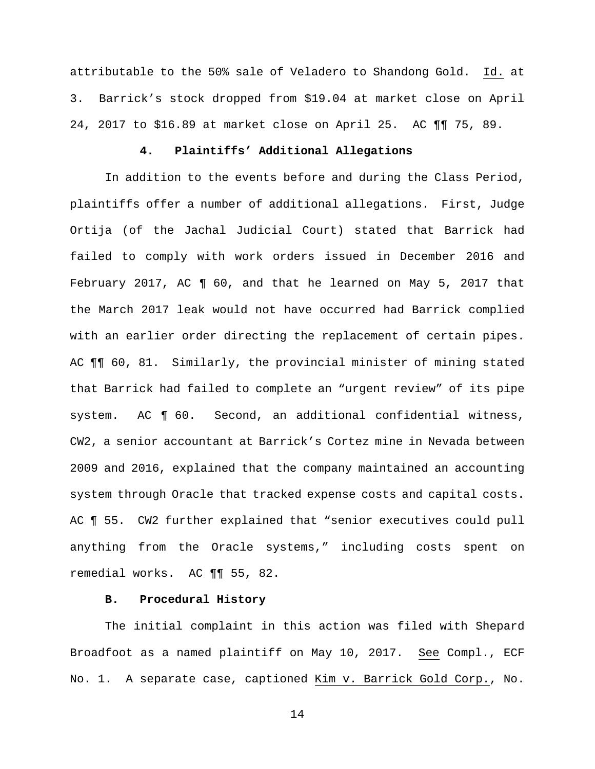attributable to the 50% sale of Veladero to Shandong Gold. Id. at 3. Barrick's stock dropped from $19.04 at market close on April 24, 2017 to $16.89 at market close on April 25. AC ¶¶ 75, 89.

#### 4. Plaintiffs' Additional Allegations

In addition to the events before and during the Class Period, plaintiffs offer a number of additional allegations. First, Judge Ortija (of the Jachal Judicial Court) stated that Barrick had failed to comply with work orders issued in December 2016 and February 2017, AC ¶ 60, and that he learned on May 5, 2017 that the March 2017 leak would not have occurred had Barrick complied with an earlier order directing the replacement of certain pipes. AC ¶¶ 60, 81. Similarly, the provincial minister of mining stated that Barrick had failed to complete an "urgent review" of its pipe system. AC ¶ 60. Second, an additional confidential witness, CW2, a senior accountant at Barrick's Cortez mine in Nevada between 2009 and 2016, explained that the company maintained an accounting system through Oracle that tracked expense costs and capital costs. AC ¶ 55. CW2 further explained that "senior executives could pull anything from the Oracle systems," including costs spent on remedial works. AC ¶¶ 55, 82.

### B. Procedural History

The initial complaint in this action was filed with Shepard Broadfoot as a named plaintiff on May 10, 2017. See Compl., ECF No. 1. A separate case, captioned Kim v. Barrick Gold Corp., No.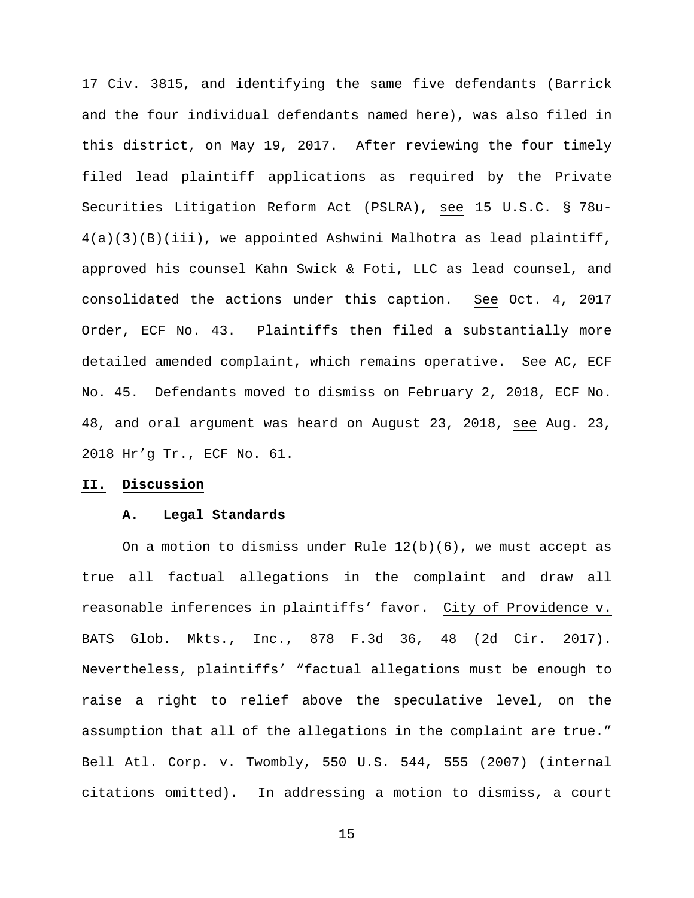17 Civ. 3815, and identifying the same five defendants (Barrick and the four individual defendants named here), was also filed in this district, on May 19, 2017. After reviewing the four timely filed lead plaintiff applications as required by the Private Securities Litigation Reform Act (PSLRA), see 15 U.S.C. § 78u-4(a)(3)(B)(iii), we appointed Ashwini Malhotra as lead plaintiff, approved his counsel Kahn Swick & Foti, LLC as lead counsel, and consolidated the actions under this caption. See Oct. 4, 2017 Order, ECF No. 43. Plaintiffs then filed a substantially more detailed amended complaint, which remains operative. See AC, ECF No. 45. Defendants moved to dismiss on February 2, 2018, ECF No. 48, and oral argument was heard on August 23, 2018, see Aug. 23, 2018 Hr'g Tr., ECF No. 61.

## II. Discussion

### A. Legal Standards

On a motion to dismiss under Rule 12(b)(6), we must accept as true all factual allegations in the complaint and draw all reasonable inferences in plaintiffs' favor. City of Providence v. BATS Glob. Mkts., Inc., 878 F.3d 36, 48 (2d Cir. 2017). Nevertheless, plaintiffs' "factual allegations must be enough to raise a right to relief above the speculative level, on the assumption that all of the allegations in the complaint are true." Bell Atl. Corp. v. Twombly, 550 U.S. 544, 555 (2007) (internal citations omitted). In addressing a motion to dismiss, a court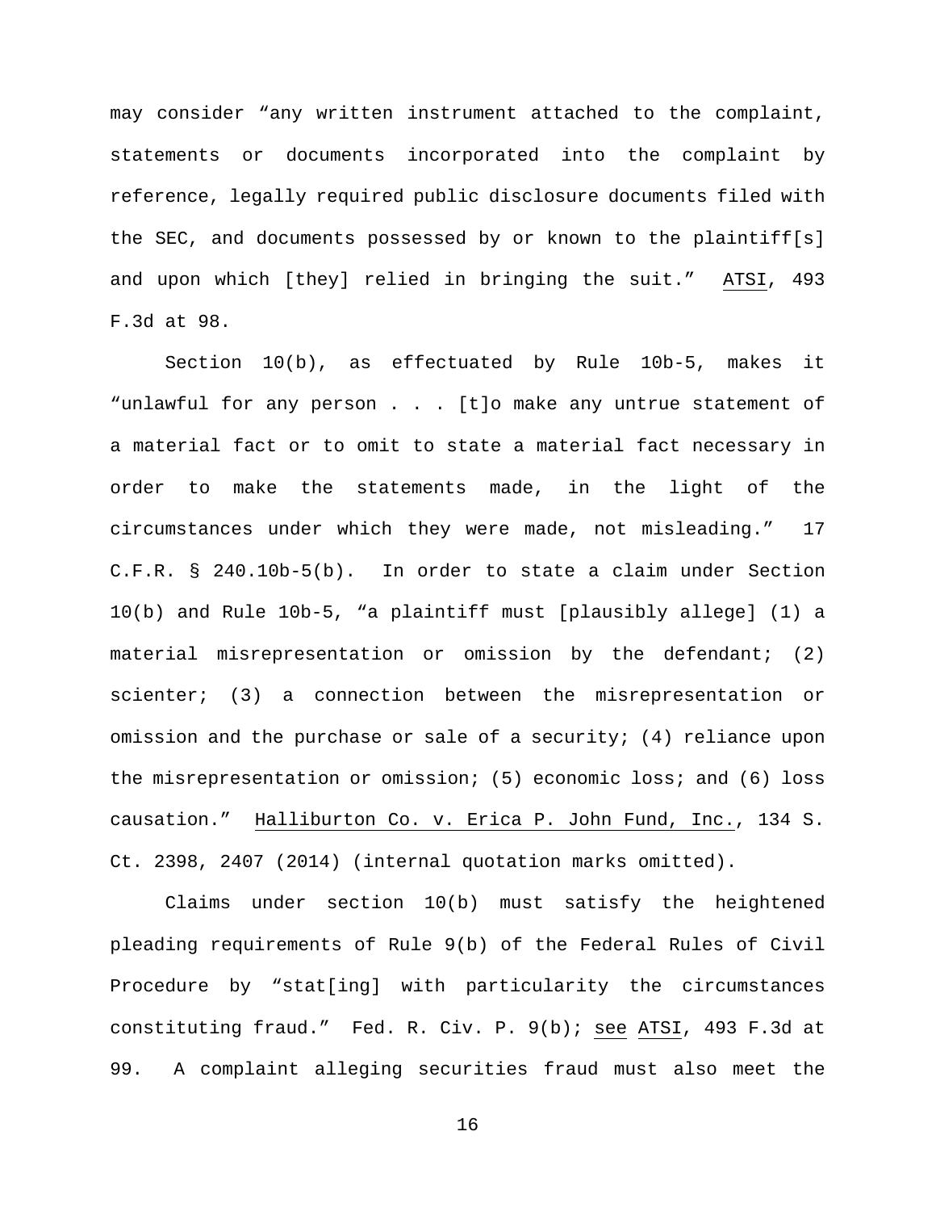may consider "any written instrument attached to the complaint, statements or documents incorporated into the complaint by reference, legally required public disclosure documents filed with the SEC, and documents possessed by or known to the plaintiff[s] and upon which [they] relied in bringing the suit." ATSI, 493 F.3d at 98.

Section 10(b), as effectuated by Rule 10b-5, makes it "unlawful for any person . . . [t]o make any untrue statement of a material fact or to omit to state a material fact necessary in order to make the statements made, in the light of the circumstances under which they were made, not misleading." 17 C.F.R. § 240.10b-5(b). In order to state a claim under Section 10(b) and Rule 10b-5, "a plaintiff must [plausibly allege] (1) a material misrepresentation or omission by the defendant; (2) scienter; (3) a connection between the misrepresentation or omission and the purchase or sale of a security; (4) reliance upon the misrepresentation or omission; (5) economic loss; and (6) loss causation." Halliburton Co. v. Erica P. John Fund, Inc., 134 S. Ct. 2398, 2407 (2014) (internal quotation marks omitted).

Claims under section 10(b) must satisfy the heightened pleading requirements of Rule 9(b) of the Federal Rules of Civil Procedure by "stat[ing] with particularity the circumstances constituting fraud." Fed. R. Civ. P. 9(b); see ATSI, 493 F.3d at 99. A complaint alleging securities fraud must also meet the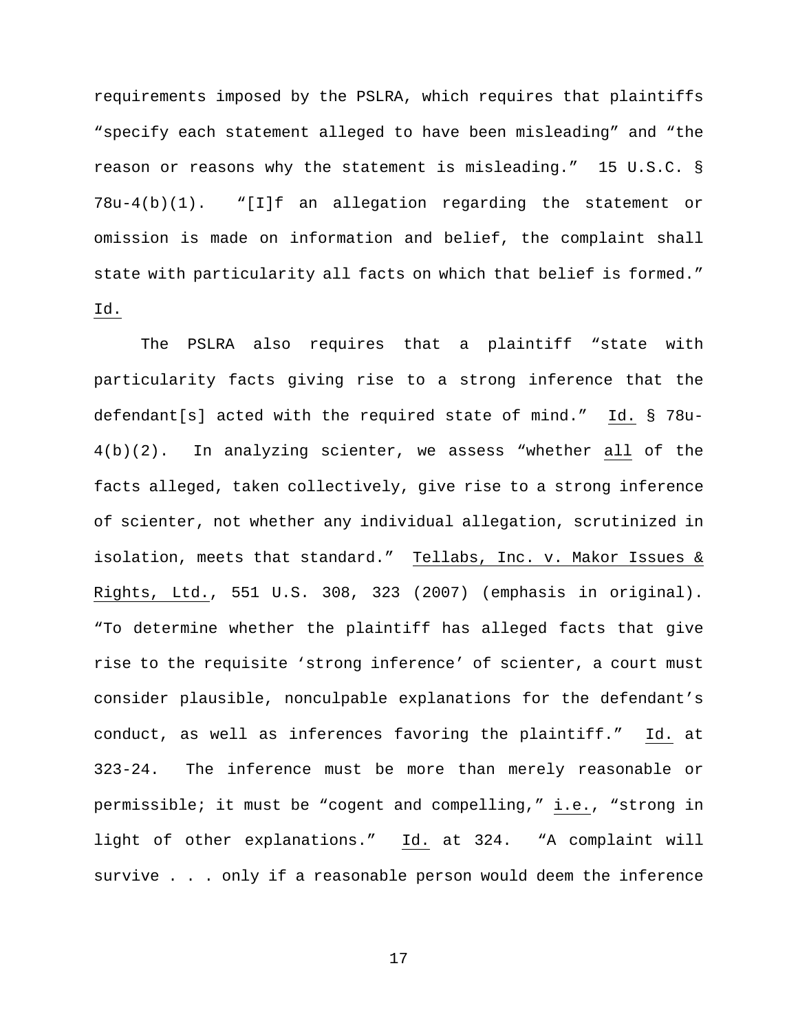requirements imposed by the PSLRA, which requires that plaintiffs "specify each statement alleged to have been misleading" and "the reason or reasons why the statement is misleading." 15 U.S.C. § 78u-4(b)(1). "[I]f an allegation regarding the statement or omission is made on information and belief, the complaint shall state with particularity all facts on which that belief is formed." Id.

The PSLRA also requires that a plaintiff "state with particularity facts giving rise to a strong inference that the defendant[s] acted with the required state of mind." Id. § 78u-4(b)(2). In analyzing scienter, we assess "whether all of the facts alleged, taken collectively, give rise to a strong inference of scienter, not whether any individual allegation, scrutinized in isolation, meets that standard." Tellabs, Inc. v. Makor Issues & Rights, Ltd., 551 U.S. 308, 323 (2007) (emphasis in original). "To determine whether the plaintiff has alleged facts that give rise to the requisite 'strong inference' of scienter, a court must consider plausible, nonculpable explanations for the defendant's conduct, as well as inferences favoring the plaintiff." Id. at 323-24. The inference must be more than merely reasonable or permissible; it must be "cogent and compelling," i.e., "strong in light of other explanations." Id. at 324. "A complaint will survive . . . only if a reasonable person would deem the inference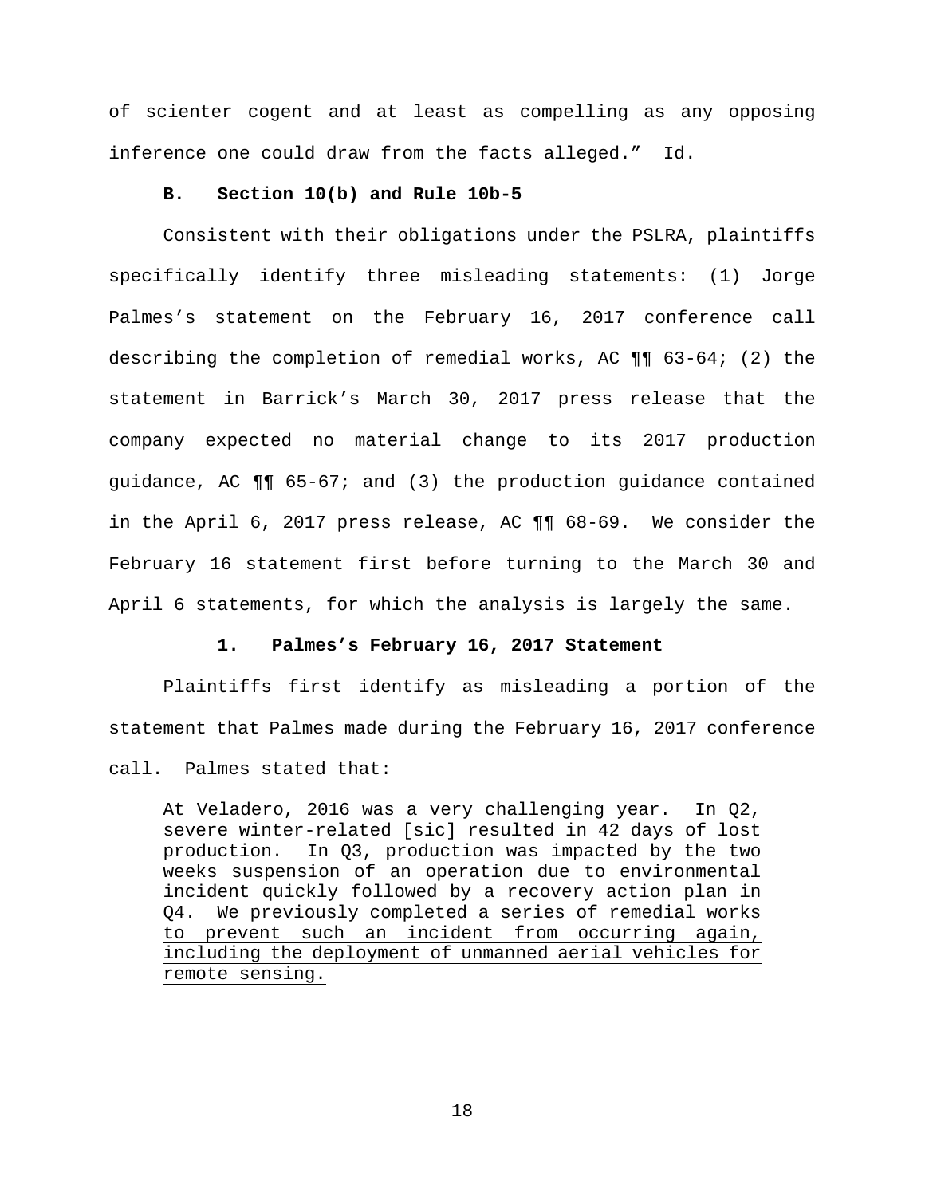of scienter cogent and at least as compelling as any opposing inference one could draw from the facts alleged." Id.

**B. Section 10(b) and Rule 10b-5**

Consistent with their obligations under the PSLRA, plaintiffs specifically identify three misleading statements: (1) Jorge Palmes's statement on the February 16, 2017 conference call describing the completion of remedial works, AC ¶¶ 63-64; (2) the statement in Barrick's March 30, 2017 press release that the company expected no material change to its 2017 production guidance, AC ¶¶ 65-67; and (3) the production guidance contained in the April 6, 2017 press release, AC ¶¶ 68-69. We consider the February 16 statement first before turning to the March 30 and April 6 statements, for which the analysis is largely the same.

**1. Palmes's February 16, 2017 Statement**

Plaintiffs first identify as misleading a portion of the statement that Palmes made during the February 16, 2017 conference call. Palmes stated that:

> At Veladero, 2016 was a very challenging year. In Q2, severe winter-related [sic] resulted in 42 days of lost production. In Q3, production was impacted by the two weeks suspension of an operation due to environmental incident quickly followed by a recovery action plan in Q4. <u>We previously completed a series of remedial works to prevent such an incident from occurring again, including the deployment of unmanned aerial vehicles for remote sensing.</u>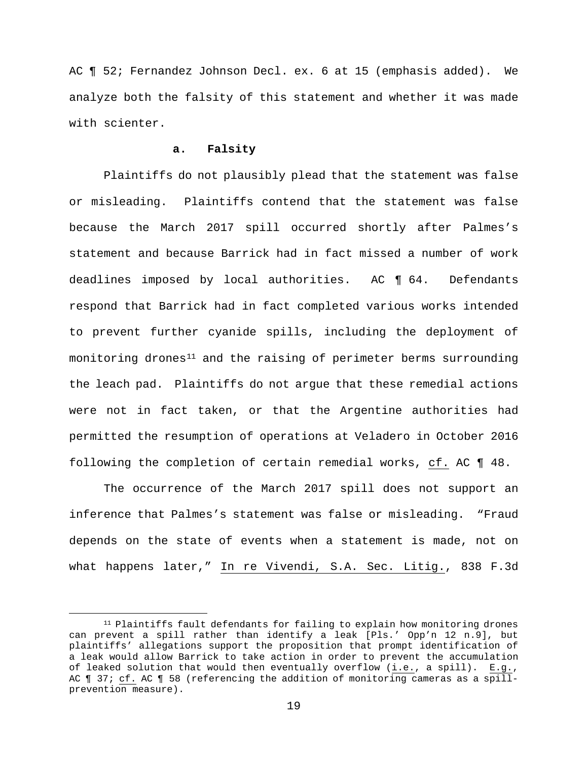AC ¶ 52; Fernandez Johnson Decl. ex. 6 at 15 (emphasis added). We analyze both the falsity of this statement and whether it was made with scienter.

**a. Falsity**

Plaintiffs do not plausibly plead that the statement was false or misleading. Plaintiffs contend that the statement was false because the March 2017 spill occurred shortly after Palmes's statement and because Barrick had in fact missed a number of work deadlines imposed by local authorities. AC ¶ 64. Defendants respond that Barrick had in fact completed various works intended to prevent further cyanide spills, including the deployment of monitoring drones[11] and the raising of perimeter berms surrounding the leach pad. Plaintiffs do not argue that these remedial actions were not in fact taken, or that the Argentine authorities had permitted the resumption of operations at Veladero in October 2016 following the completion of certain remedial works, cf. AC ¶ 48.

The occurrence of the March 2017 spill does not support an inference that Palmes's statement was false or misleading. "Fraud depends on the state of events when a statement is made, not on what happens later," In re Vivendi, S.A. Sec. Litig., 838 F.3d

[11] Plaintiffs fault defendants for failing to explain how monitoring drones can prevent a spill rather than identify a leak [Pls.' Opp'n 12 n.9], but plaintiffs' allegations support the proposition that prompt identification of a leak would allow Barrick to take action in order to prevent the accumulation of leaked solution that would then eventually overflow (i.e., a spill). E.g., AC ¶ 37; cf. AC ¶ 58 (referencing the addition of monitoring cameras as a spill-prevention measure).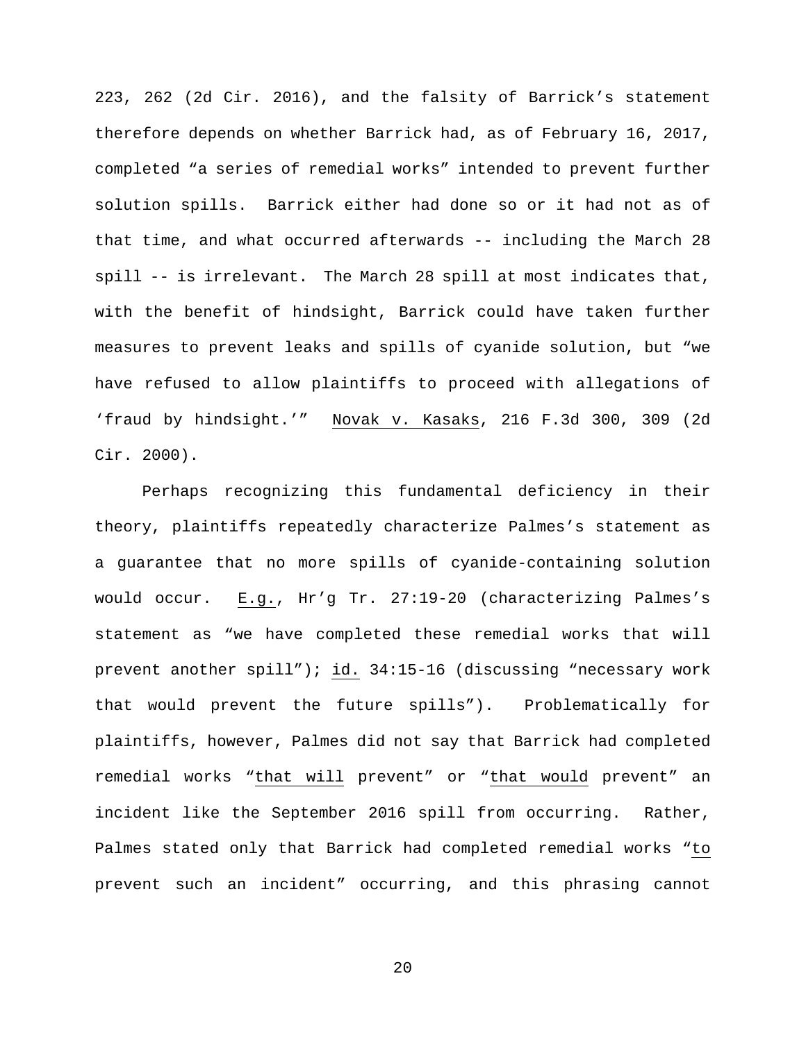223, 262 (2d Cir. 2016), and the falsity of Barrick's statement therefore depends on whether Barrick had, as of February 16, 2017, completed "a series of remedial works" intended to prevent further solution spills. Barrick either had done so or it had not as of that time, and what occurred afterwards -- including the March 28 spill -- is irrelevant. The March 28 spill at most indicates that, with the benefit of hindsight, Barrick could have taken further measures to prevent leaks and spills of cyanide solution, but "we have refused to allow plaintiffs to proceed with allegations of 'fraud by hindsight.'" <u>Novak v. Kasaks</u>, 216 F.3d 300, 309 (2d Cir. 2000).

Perhaps recognizing this fundamental deficiency in their theory, plaintiffs repeatedly characterize Palmes's statement as a guarantee that no more spills of cyanide-containing solution would occur. <u>E.g.</u>, Hr'g Tr. 27:19-20 (characterizing Palmes's statement as "we have completed these remedial works that will prevent another spill"); <u>id.</u> 34:15-16 (discussing "necessary work that would prevent the future spills"). Problematically for plaintiffs, however, Palmes did not say that Barrick had completed remedial works "<u>that will</u> prevent" or "<u>that would</u> prevent" an incident like the September 2016 spill from occurring. Rather, Palmes stated only that Barrick had completed remedial works "<u>to</u> prevent such an incident" occurring, and this phrasing cannot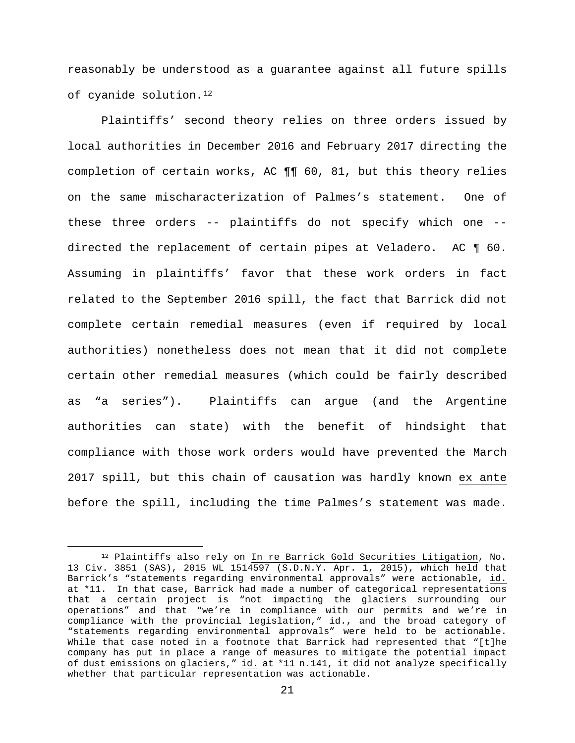reasonably be understood as a guarantee against all future spills of cyanide solution.[12]

Plaintiffs' second theory relies on three orders issued by local authorities in December 2016 and February 2017 directing the completion of certain works, AC ¶¶ 60, 81, but this theory relies on the same mischaracterization of Palmes's statement. One of these three orders -- plaintiffs do not specify which one -- directed the replacement of certain pipes at Veladero. AC ¶ 60. Assuming in plaintiffs' favor that these work orders in fact related to the September 2016 spill, the fact that Barrick did not complete certain remedial measures (even if required by local authorities) nonetheless does not mean that it did not complete certain other remedial measures (which could be fairly described as "a series"). Plaintiffs can argue (and the Argentine authorities can state) with the benefit of hindsight that compliance with those work orders would have prevented the March 2017 spill, but this chain of causation was hardly known <u>ex ante</u> before the spill, including the time Palmes's statement was made.

---

[12] Plaintiffs also rely on <u>In re Barrick Gold Securities Litigation</u>, No. 13 Civ. 3851 (SAS), 2015 WL 1514597 (S.D.N.Y. Apr. 1, 2015), which held that Barrick's "statements regarding environmental approvals" were actionable, <u>id.</u> at *11. In that case, Barrick had made a number of categorical representations that a certain project is "not impacting the glaciers surrounding our operations" and that "we're in compliance with our permits and we're in compliance with the provincial legislation," id., and the broad category of "statements regarding environmental approvals" were held to be actionable. While that case noted in a footnote that Barrick had represented that "[t]he company has put in place a range of measures to mitigate the potential impact of dust emissions on glaciers," <u>id.</u> at *11 n.141, it did not analyze specifically whether that particular representation was actionable.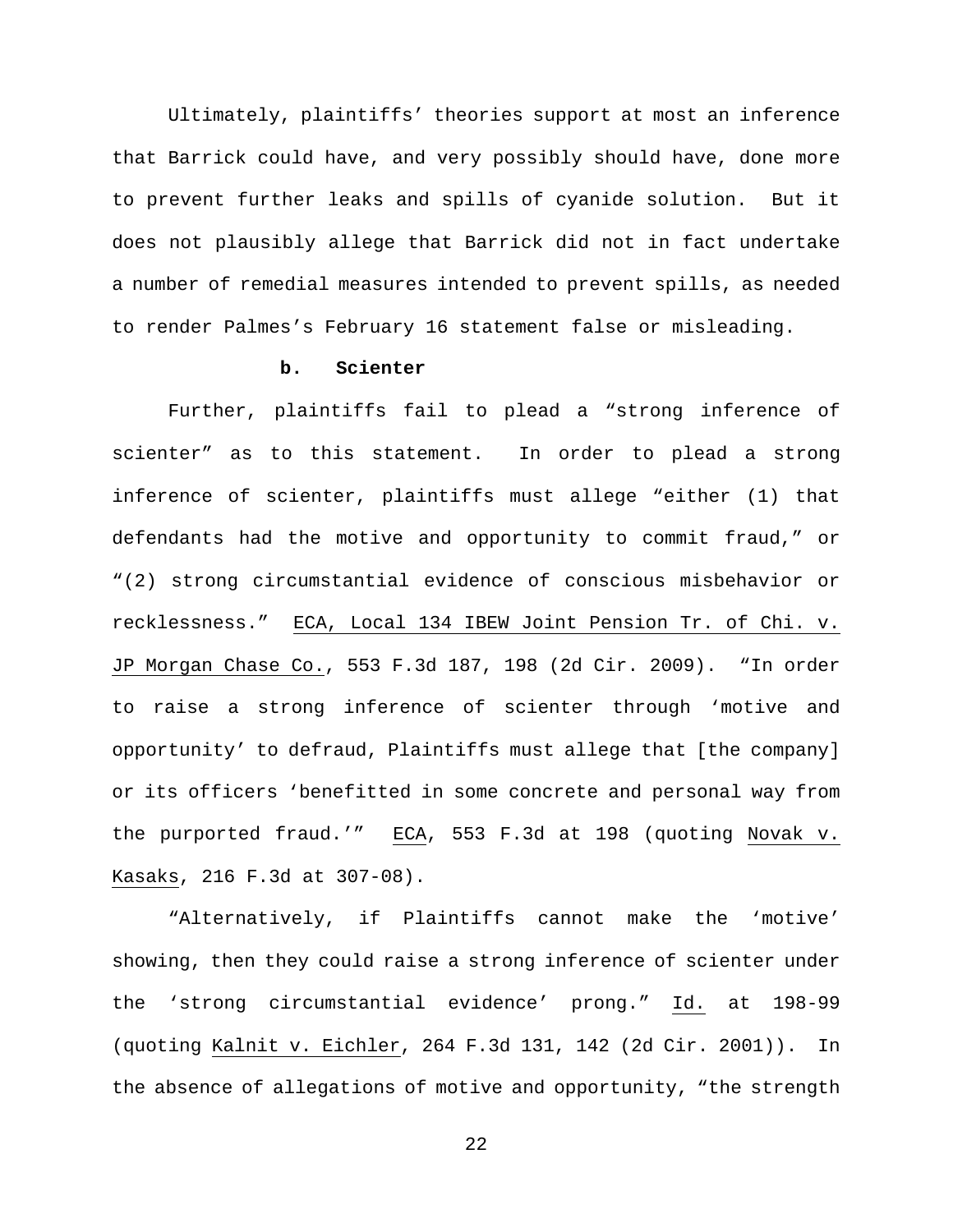Ultimately, plaintiffs' theories support at most an inference that Barrick could have, and very possibly should have, done more to prevent further leaks and spills of cyanide solution. But it does not plausibly allege that Barrick did not in fact undertake a number of remedial measures intended to prevent spills, as needed to render Palmes's February 16 statement false or misleading.

**b. Scienter**

Further, plaintiffs fail to plead a "strong inference of scienter" as to this statement. In order to plead a strong inference of scienter, plaintiffs must allege "either (1) that defendants had the motive and opportunity to commit fraud," or "(2) strong circumstantial evidence of conscious misbehavior or recklessness." ECA, Local 134 IBEW Joint Pension Tr. of Chi. v. JP Morgan Chase Co., 553 F.3d 187, 198 (2d Cir. 2009). "In order to raise a strong inference of scienter through 'motive and opportunity' to defraud, Plaintiffs must allege that [the company] or its officers 'benefitted in some concrete and personal way from the purported fraud.'" ECA, 553 F.3d at 198 (quoting Novak v. Kasaks, 216 F.3d at 307-08).

"Alternatively, if Plaintiffs cannot make the 'motive' showing, then they could raise a strong inference of scienter under the 'strong circumstantial evidence' prong." Id. at 198-99 (quoting Kalnit v. Eichler, 264 F.3d 131, 142 (2d Cir. 2001)). In the absence of allegations of motive and opportunity, "the strength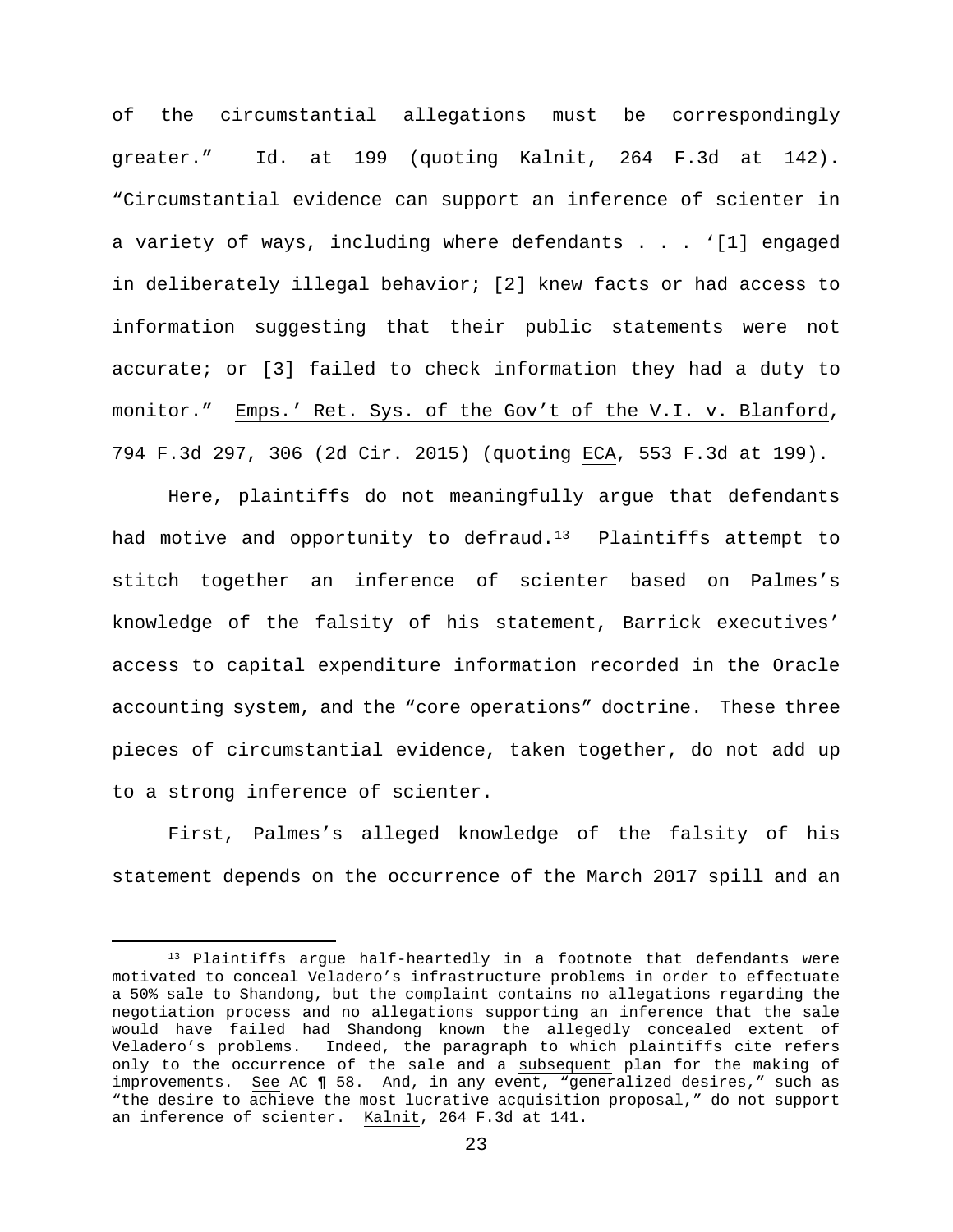of the circumstantial allegations must be correspondingly greater." Id. at 199 (quoting Kalnit, 264 F.3d at 142). "Circumstantial evidence can support an inference of scienter in a variety of ways, including where defendants . . . '[1] engaged in deliberately illegal behavior; [2] knew facts or had access to information suggesting that their public statements were not accurate; or [3] failed to check information they had a duty to monitor." Emps.' Ret. Sys. of the Gov't of the V.I. v. Blanford, 794 F.3d 297, 306 (2d Cir. 2015) (quoting ECA, 553 F.3d at 199).

Here, plaintiffs do not meaningfully argue that defendants had motive and opportunity to defraud.[13] Plaintiffs attempt to stitch together an inference of scienter based on Palmes's knowledge of the falsity of his statement, Barrick executives' access to capital expenditure information recorded in the Oracle accounting system, and the "core operations" doctrine. These three pieces of circumstantial evidence, taken together, do not add up to a strong inference of scienter.

First, Palmes's alleged knowledge of the falsity of his statement depends on the occurrence of the March 2017 spill and an

[13] Plaintiffs argue half-heartedly in a footnote that defendants were motivated to conceal Veladero's infrastructure problems in order to effectuate a 50% sale to Shandong, but the complaint contains no allegations regarding the negotiation process and no allegations supporting an inference that the sale would have failed had Shandong known the allegedly concealed extent of Veladero's problems. Indeed, the paragraph to which plaintiffs cite refers only to the occurrence of the sale and a subsequent plan for the making of improvements. See AC ¶ 58. And, in any event, "generalized desires," such as "the desire to achieve the most lucrative acquisition proposal," do not support an inference of scienter. Kalnit, 264 F.3d at 141.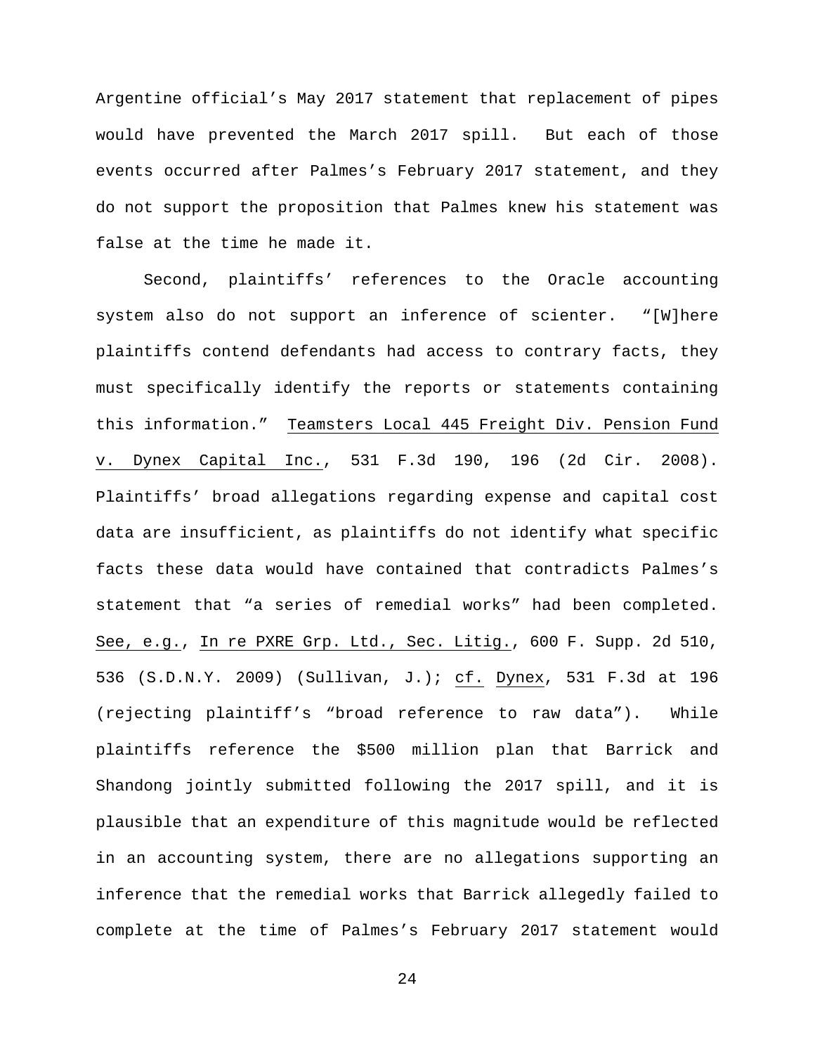Argentine official's May 2017 statement that replacement of pipes would have prevented the March 2017 spill. But each of those events occurred after Palmes's February 2017 statement, and they do not support the proposition that Palmes knew his statement was false at the time he made it.

Second, plaintiffs' references to the Oracle accounting system also do not support an inference of scienter. "[W]here plaintiffs contend defendants had access to contrary facts, they must specifically identify the reports or statements containing this information." Teamsters Local 445 Freight Div. Pension Fund v. Dynex Capital Inc., 531 F.3d 190, 196 (2d Cir. 2008). Plaintiffs' broad allegations regarding expense and capital cost data are insufficient, as plaintiffs do not identify what specific facts these data would have contained that contradicts Palmes's statement that "a series of remedial works" had been completed. See, e.g., In re PXRE Grp. Ltd., Sec. Litig., 600 F. Supp. 2d 510, 536 (S.D.N.Y. 2009) (Sullivan, J.); cf. Dynex, 531 F.3d at 196 (rejecting plaintiff's "broad reference to raw data"). While plaintiffs reference the $500 million plan that Barrick and Shandong jointly submitted following the 2017 spill, and it is plausible that an expenditure of this magnitude would be reflected in an accounting system, there are no allegations supporting an inference that the remedial works that Barrick allegedly failed to complete at the time of Palmes's February 2017 statement would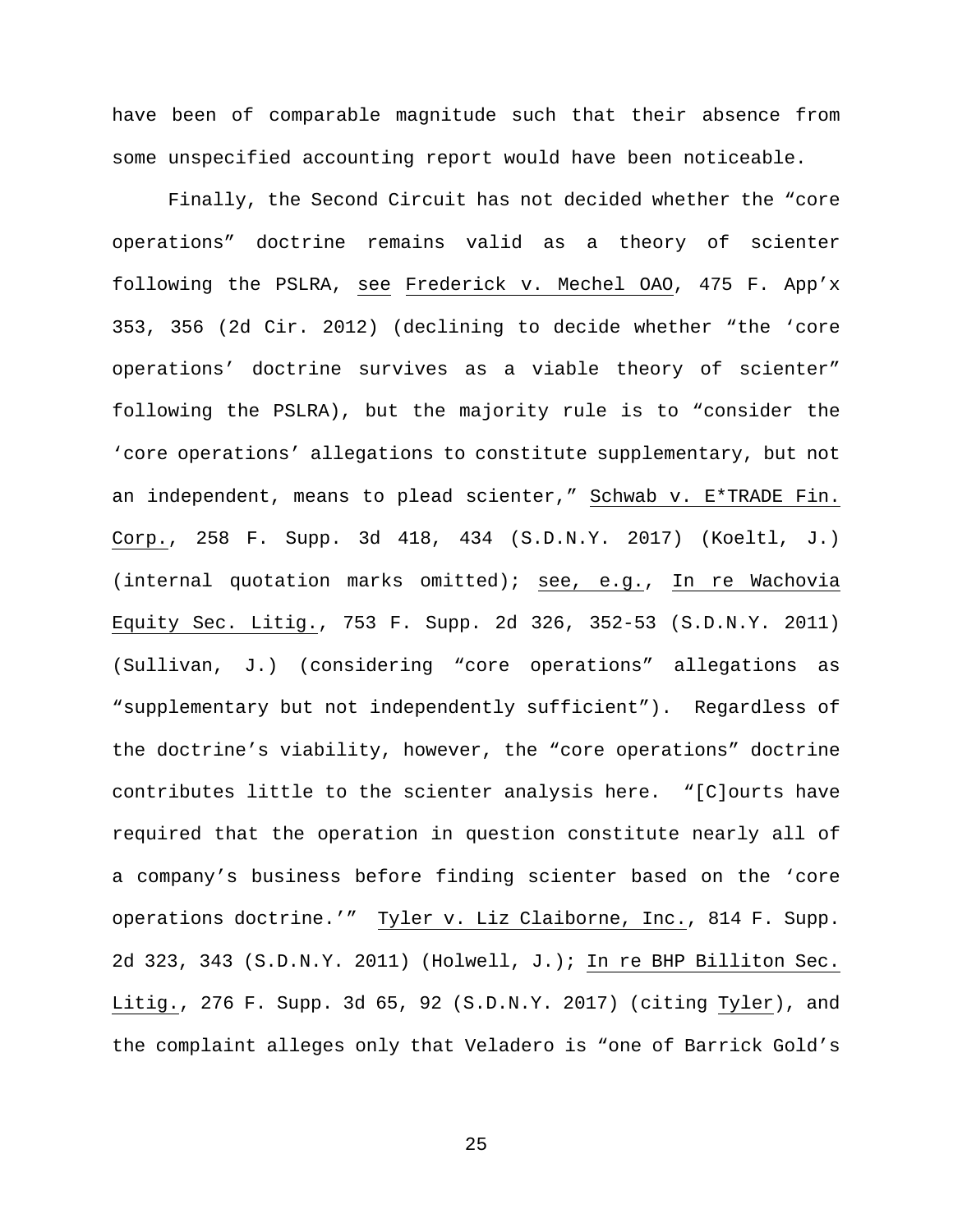have been of comparable magnitude such that their absence from some unspecified accounting report would have been noticeable.

Finally, the Second Circuit has not decided whether the "core operations" doctrine remains valid as a theory of scienter following the PSLRA, see Frederick v. Mechel OAO, 475 F. App'x 353, 356 (2d Cir. 2012) (declining to decide whether "the 'core operations' doctrine survives as a viable theory of scienter" following the PSLRA), but the majority rule is to "consider the 'core operations' allegations to constitute supplementary, but not an independent, means to plead scienter," Schwab v. E*TRADE Fin. Corp., 258 F. Supp. 3d 418, 434 (S.D.N.Y. 2017) (Koeltl, J.) (internal quotation marks omitted); see, e.g., In re Wachovia Equity Sec. Litig., 753 F. Supp. 2d 326, 352-53 (S.D.N.Y. 2011) (Sullivan, J.) (considering "core operations" allegations as "supplementary but not independently sufficient"). Regardless of the doctrine's viability, however, the "core operations" doctrine contributes little to the scienter analysis here. "[C]ourts have required that the operation in question constitute nearly all of a company's business before finding scienter based on the 'core operations doctrine.'" Tyler v. Liz Claiborne, Inc., 814 F. Supp. 2d 323, 343 (S.D.N.Y. 2011) (Holwell, J.); In re BHP Billiton Sec. Litig., 276 F. Supp. 3d 65, 92 (S.D.N.Y. 2017) (citing Tyler), and the complaint alleges only that Veladero is "one of Barrick Gold's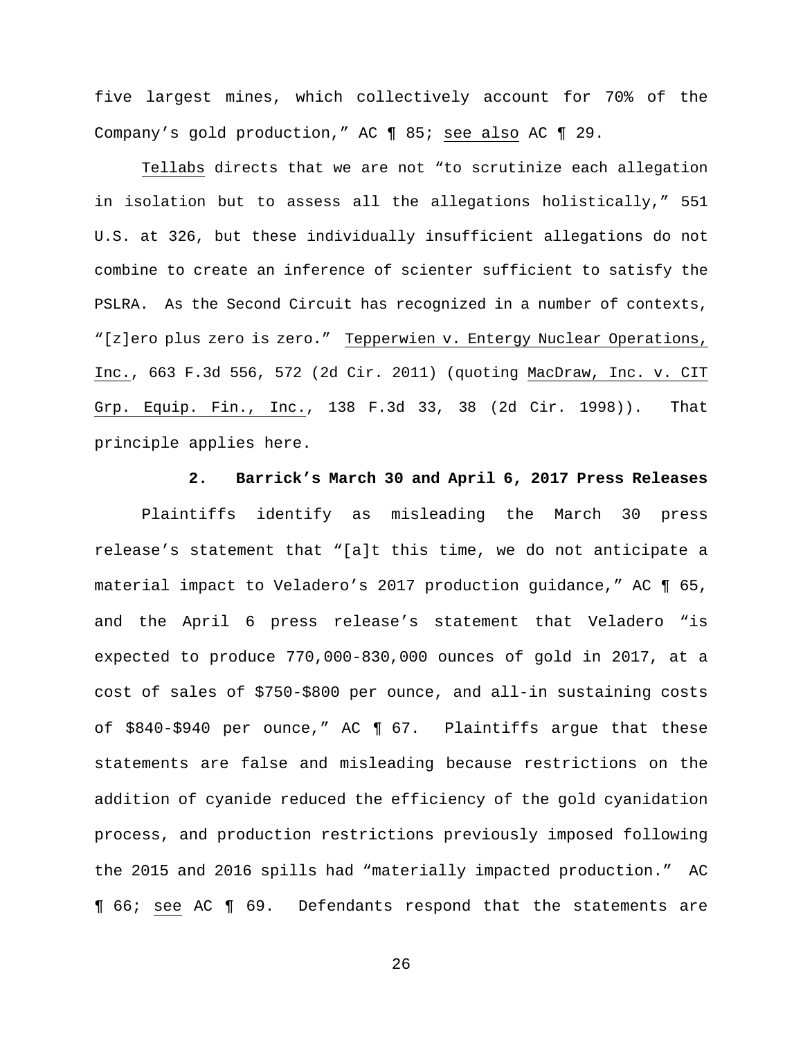five largest mines, which collectively account for 70% of the Company's gold production," AC ¶ 85; see also AC ¶ 29.

Tellabs directs that we are not "to scrutinize each allegation in isolation but to assess all the allegations holistically," 551 U.S. at 326, but these individually insufficient allegations do not combine to create an inference of scienter sufficient to satisfy the PSLRA. As the Second Circuit has recognized in a number of contexts, "[z]ero plus zero is zero." Tepperwien v. Entergy Nuclear Operations, Inc., 663 F.3d 556, 572 (2d Cir. 2011) (quoting MacDraw, Inc. v. CIT Grp. Equip. Fin., Inc., 138 F.3d 33, 38 (2d Cir. 1998)). That principle applies here.

**2. Barrick's March 30 and April 6, 2017 Press Releases**

Plaintiffs identify as misleading the March 30 press release's statement that "[a]t this time, we do not anticipate a material impact to Veladero's 2017 production guidance," AC ¶ 65, and the April 6 press release's statement that Veladero "is expected to produce 770,000-830,000 ounces of gold in 2017, at a cost of sales of $750-$800 per ounce, and all-in sustaining costs of $840-$940 per ounce," AC ¶ 67. Plaintiffs argue that these statements are false and misleading because restrictions on the addition of cyanide reduced the efficiency of the gold cyanidation process, and production restrictions previously imposed following the 2015 and 2016 spills had "materially impacted production." AC ¶ 66; see AC ¶ 69. Defendants respond that the statements are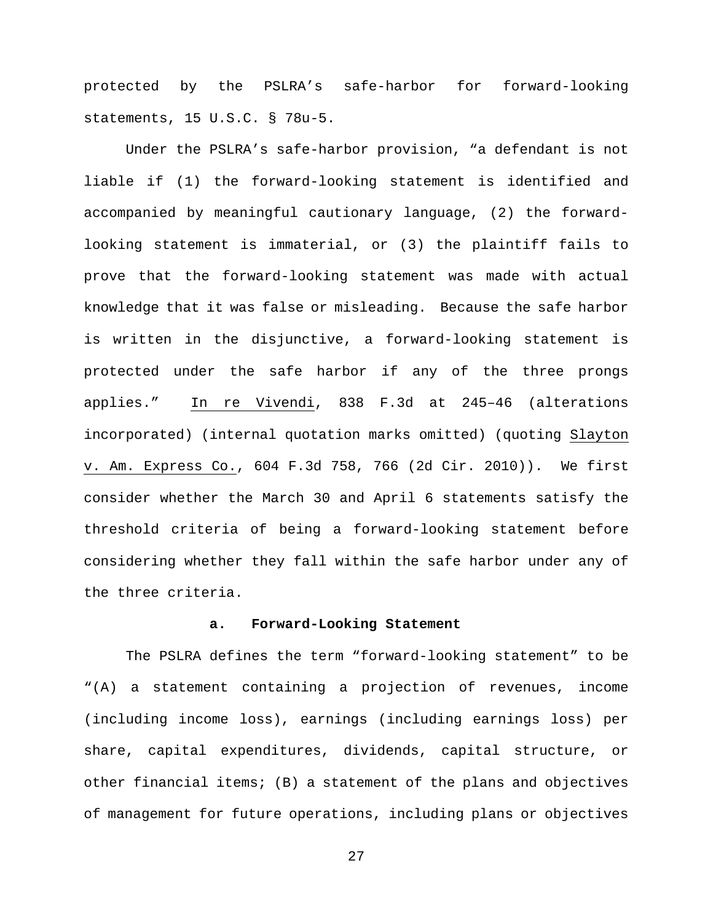protected by the PSLRA's safe-harbor for forward-looking statements, 15 U.S.C. § 78u-5.

Under the PSLRA's safe-harbor provision, "a defendant is not liable if (1) the forward-looking statement is identified and accompanied by meaningful cautionary language, (2) the forward-looking statement is immaterial, or (3) the plaintiff fails to prove that the forward-looking statement was made with actual knowledge that it was false or misleading. Because the safe harbor is written in the disjunctive, a forward-looking statement is protected under the safe harbor if any of the three prongs applies." In re Vivendi, 838 F.3d at 245–46 (alterations incorporated) (internal quotation marks omitted) (quoting Slayton v. Am. Express Co., 604 F.3d 758, 766 (2d Cir. 2010)). We first consider whether the March 30 and April 6 statements satisfy the threshold criteria of being a forward-looking statement before considering whether they fall within the safe harbor under any of the three criteria.

**a. Forward-Looking Statement**

The PSLRA defines the term "forward-looking statement" to be "(A) a statement containing a projection of revenues, income (including income loss), earnings (including earnings loss) per share, capital expenditures, dividends, capital structure, or other financial items; (B) a statement of the plans and objectives of management for future operations, including plans or objectives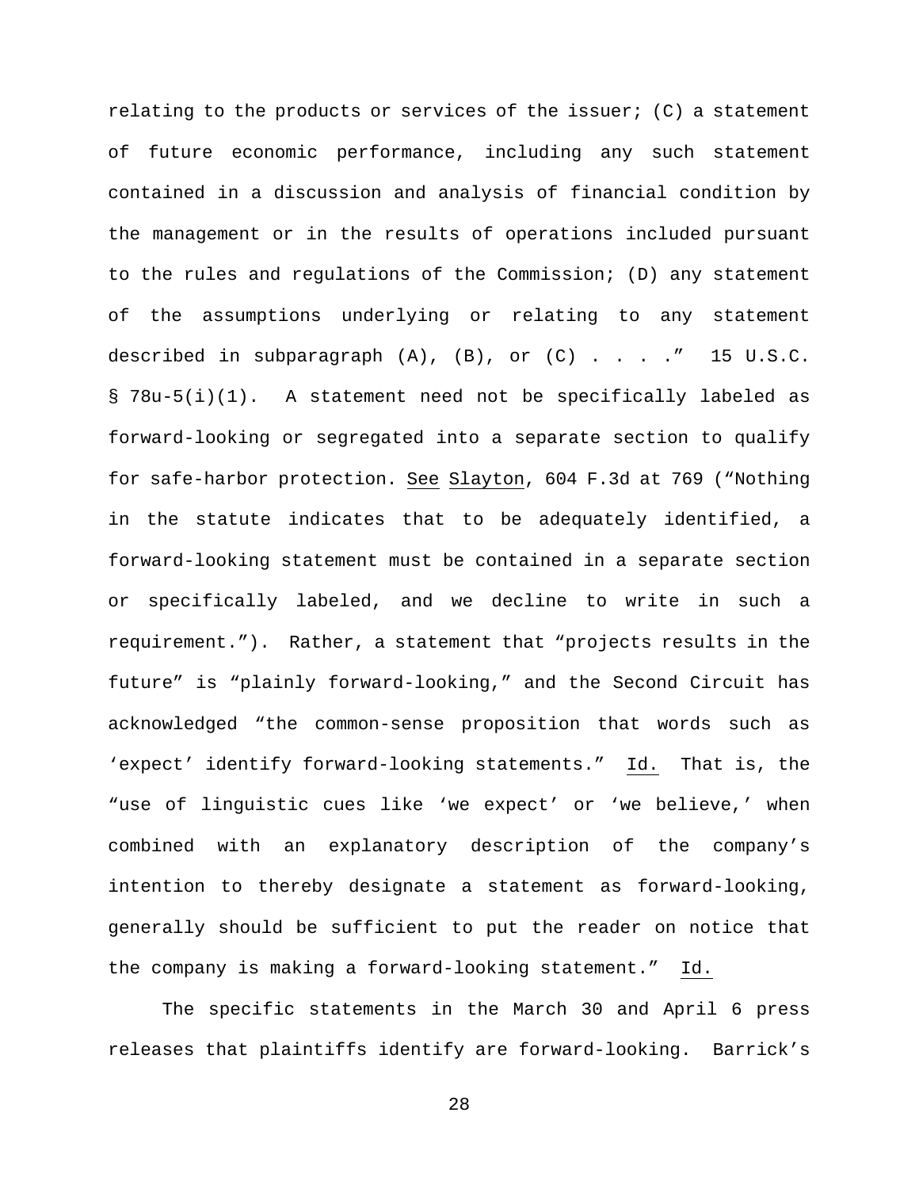relating to the products or services of the issuer; (C) a statement of future economic performance, including any such statement contained in a discussion and analysis of financial condition by the management or in the results of operations included pursuant to the rules and regulations of the Commission; (D) any statement of the assumptions underlying or relating to any statement described in subparagraph (A), (B), or (C) . . . ." 15 U.S.C. § 78u-5(i)(1). A statement need not be specifically labeled as forward-looking or segregated into a separate section to qualify for safe-harbor protection. See Slayton, 604 F.3d at 769 ("Nothing in the statute indicates that to be adequately identified, a forward-looking statement must be contained in a separate section or specifically labeled, and we decline to write in such a requirement."). Rather, a statement that "projects results in the future" is "plainly forward-looking," and the Second Circuit has acknowledged "the common-sense proposition that words such as 'expect' identify forward-looking statements." Id. That is, the "use of linguistic cues like 'we expect' or 'we believe,' when combined with an explanatory description of the company's intention to thereby designate a statement as forward-looking, generally should be sufficient to put the reader on notice that the company is making a forward-looking statement." Id.

The specific statements in the March 30 and April 6 press releases that plaintiffs identify are forward-looking. Barrick's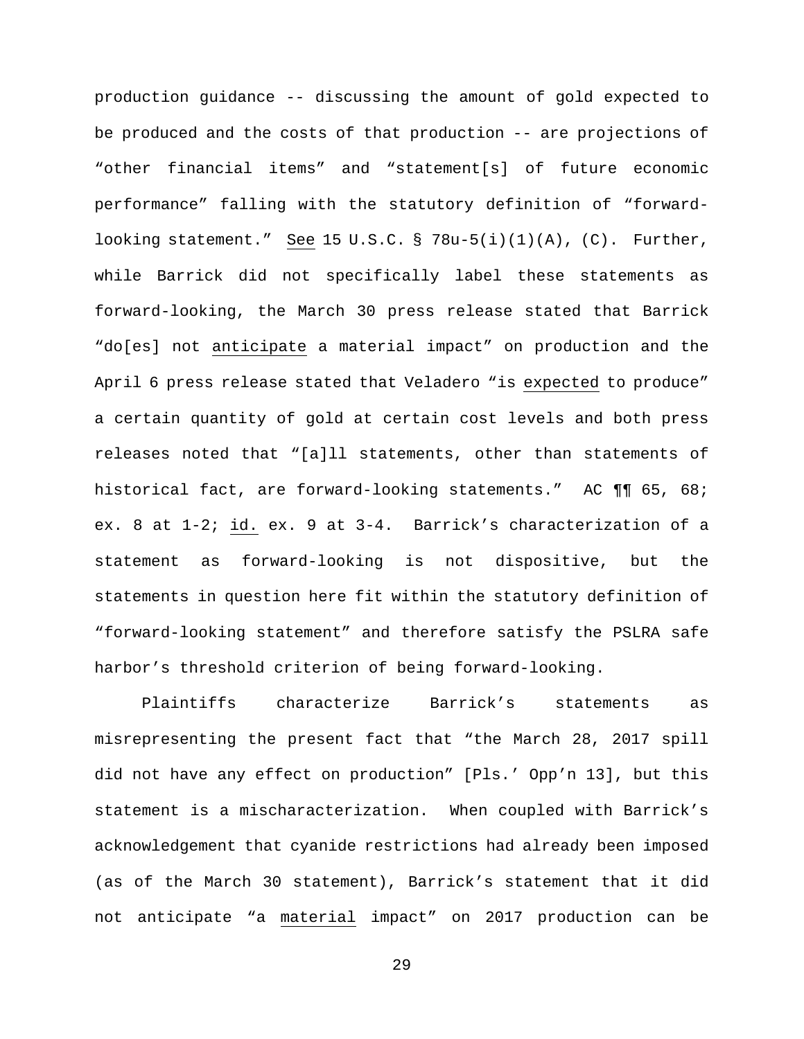production guidance -- discussing the amount of gold expected to be produced and the costs of that production -- are projections of "other financial items" and "statement[s] of future economic performance" falling with the statutory definition of "forward-looking statement." See 15 U.S.C. § 78u-5(i)(1)(A), (C). Further, while Barrick did not specifically label these statements as forward-looking, the March 30 press release stated that Barrick "do[es] not anticipate a material impact" on production and the April 6 press release stated that Veladero "is expected to produce" a certain quantity of gold at certain cost levels and both press releases noted that "[a]ll statements, other than statements of historical fact, are forward-looking statements." AC ¶¶ 65, 68; ex. 8 at 1-2; id. ex. 9 at 3-4. Barrick's characterization of a statement as forward-looking is not dispositive, but the statements in question here fit within the statutory definition of "forward-looking statement" and therefore satisfy the PSLRA safe harbor's threshold criterion of being forward-looking.

Plaintiffs characterize Barrick's statements as misrepresenting the present fact that "the March 28, 2017 spill did not have any effect on production" [Pls.' Opp'n 13], but this statement is a mischaracterization. When coupled with Barrick's acknowledgement that cyanide restrictions had already been imposed (as of the March 30 statement), Barrick's statement that it did not anticipate "a material impact" on 2017 production can be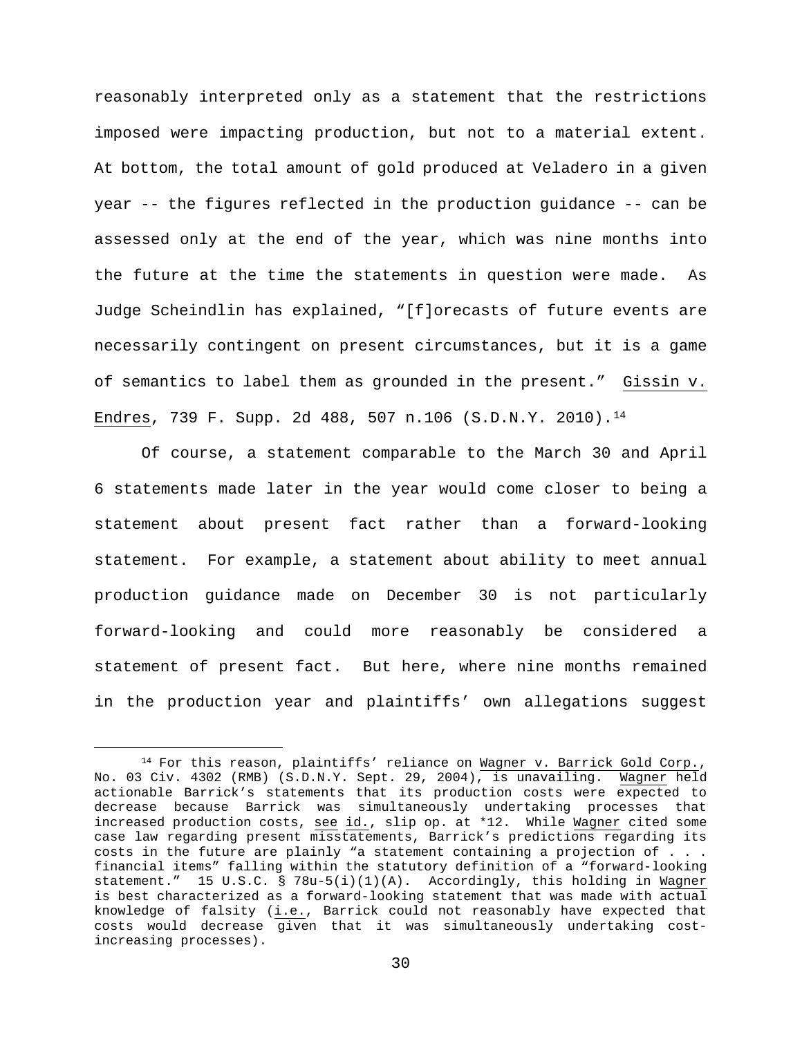reasonably interpreted only as a statement that the restrictions imposed were impacting production, but not to a material extent. At bottom, the total amount of gold produced at Veladero in a given year -- the figures reflected in the production guidance -- can be assessed only at the end of the year, which was nine months into the future at the time the statements in question were made. As Judge Scheindlin has explained, "[f]orecasts of future events are necessarily contingent on present circumstances, but it is a game of semantics to label them as grounded in the present." Gissin v. Endres, 739 F. Supp. 2d 488, 507 n.106 (S.D.N.Y. 2010).[14]

Of course, a statement comparable to the March 30 and April 6 statements made later in the year would come closer to being a statement about present fact rather than a forward-looking statement. For example, a statement about ability to meet annual production guidance made on December 30 is not particularly forward-looking and could more reasonably be considered a statement of present fact. But here, where nine months remained in the production year and plaintiffs' own allegations suggest

---

[14] For this reason, plaintiffs' reliance on Wagner v. Barrick Gold Corp., No. 03 Civ. 4302 (RMB) (S.D.N.Y. Sept. 29, 2004), is unavailing. Wagner held actionable Barrick's statements that its production costs were expected to decrease because Barrick was simultaneously undertaking processes that increased production costs, see id., slip op. at *12. While Wagner cited some case law regarding present misstatements, Barrick's predictions regarding its costs in the future are plainly "a statement containing a projection of . . . financial items" falling within the statutory definition of a "forward-looking statement." 15 U.S.C. § 78u-5(i)(1)(A). Accordingly, this holding in Wagner is best characterized as a forward-looking statement that was made with actual knowledge of falsity (i.e., Barrick could not reasonably have expected that costs would decrease given that it was simultaneously undertaking cost-increasing processes).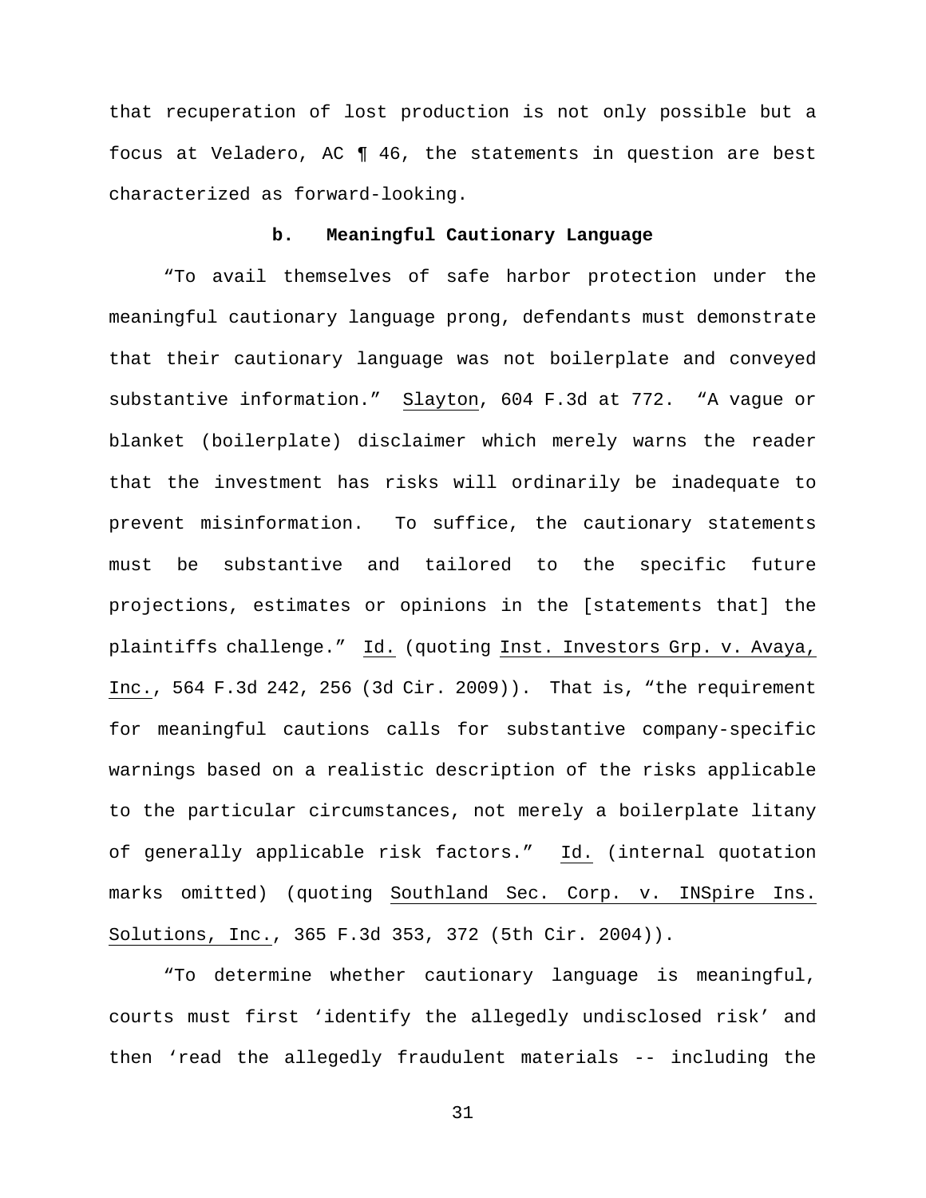that recuperation of lost production is not only possible but a focus at Veladero, AC ¶ 46, the statements in question are best characterized as forward-looking.

### b. Meaningful Cautionary Language

"To avail themselves of safe harbor protection under the meaningful cautionary language prong, defendants must demonstrate that their cautionary language was not boilerplate and conveyed substantive information." Slayton, 604 F.3d at 772. "A vague or blanket (boilerplate) disclaimer which merely warns the reader that the investment has risks will ordinarily be inadequate to prevent misinformation. To suffice, the cautionary statements must be substantive and tailored to the specific future projections, estimates or opinions in the [statements that] the plaintiffs challenge." Id. (quoting Inst. Investors Grp. v. Avaya, Inc., 564 F.3d 242, 256 (3d Cir. 2009)). That is, "the requirement for meaningful cautions calls for substantive company-specific warnings based on a realistic description of the risks applicable to the particular circumstances, not merely a boilerplate litany of generally applicable risk factors." Id. (internal quotation marks omitted) (quoting Southland Sec. Corp. v. INSpire Ins. Solutions, Inc., 365 F.3d 353, 372 (5th Cir. 2004)).

"To determine whether cautionary language is meaningful, courts must first 'identify the allegedly undisclosed risk' and then 'read the allegedly fraudulent materials -- including the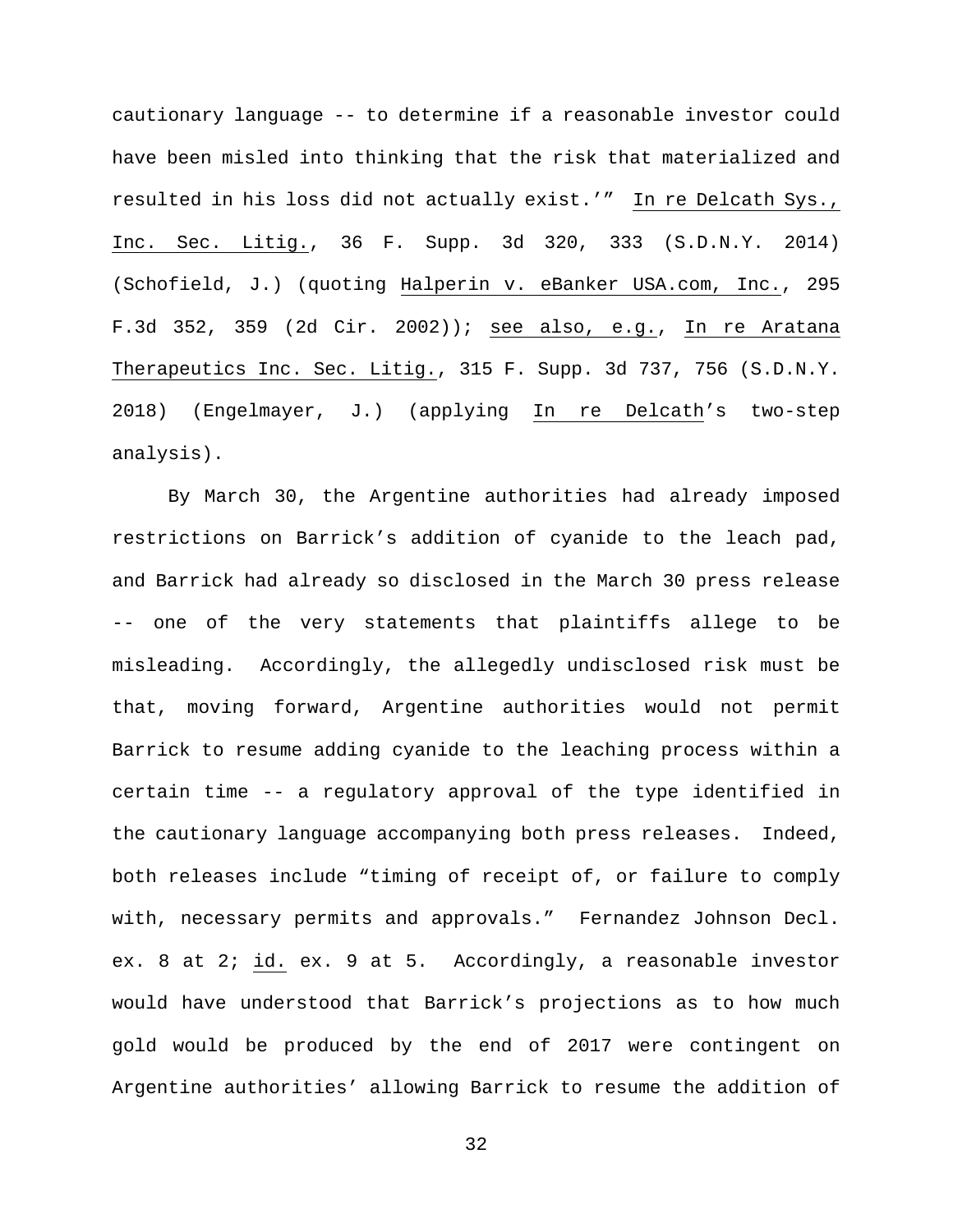cautionary language -- to determine if a reasonable investor could have been misled into thinking that the risk that materialized and resulted in his loss did not actually exist.'" In re Delcath Sys., Inc. Sec. Litig., 36 F. Supp. 3d 320, 333 (S.D.N.Y. 2014) (Schofield, J.) (quoting Halperin v. eBanker USA.com, Inc., 295 F.3d 352, 359 (2d Cir. 2002)); see also, e.g., In re Aratana Therapeutics Inc. Sec. Litig., 315 F. Supp. 3d 737, 756 (S.D.N.Y. 2018) (Engelmayer, J.) (applying In re Delcath's two-step analysis).

By March 30, the Argentine authorities had already imposed restrictions on Barrick's addition of cyanide to the leach pad, and Barrick had already so disclosed in the March 30 press release -- one of the very statements that plaintiffs allege to be misleading. Accordingly, the allegedly undisclosed risk must be that, moving forward, Argentine authorities would not permit Barrick to resume adding cyanide to the leaching process within a certain time -- a regulatory approval of the type identified in the cautionary language accompanying both press releases. Indeed, both releases include "timing of receipt of, or failure to comply with, necessary permits and approvals." Fernandez Johnson Decl. ex. 8 at 2; id. ex. 9 at 5. Accordingly, a reasonable investor would have understood that Barrick's projections as to how much gold would be produced by the end of 2017 were contingent on Argentine authorities' allowing Barrick to resume the addition of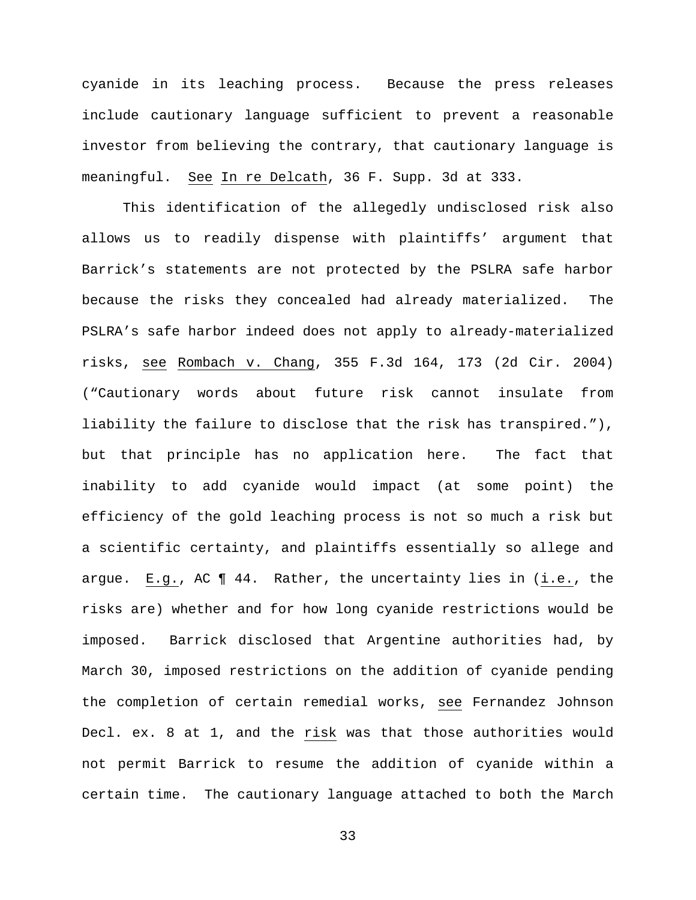cyanide in its leaching process. Because the press releases include cautionary language sufficient to prevent a reasonable investor from believing the contrary, that cautionary language is meaningful. See In re Delcath, 36 F. Supp. 3d at 333.

This identification of the allegedly undisclosed risk also allows us to readily dispense with plaintiffs' argument that Barrick's statements are not protected by the PSLRA safe harbor because the risks they concealed had already materialized. The PSLRA's safe harbor indeed does not apply to already-materialized risks, see Rombach v. Chang, 355 F.3d 164, 173 (2d Cir. 2004) ("Cautionary words about future risk cannot insulate from liability the failure to disclose that the risk has transpired."), but that principle has no application here. The fact that inability to add cyanide would impact (at some point) the efficiency of the gold leaching process is not so much a risk but a scientific certainty, and plaintiffs essentially so allege and argue. E.g., AC ¶ 44. Rather, the uncertainty lies in (i.e., the risks are) whether and for how long cyanide restrictions would be imposed. Barrick disclosed that Argentine authorities had, by March 30, imposed restrictions on the addition of cyanide pending the completion of certain remedial works, see Fernandez Johnson Decl. ex. 8 at 1, and the risk was that those authorities would not permit Barrick to resume the addition of cyanide within a certain time. The cautionary language attached to both the March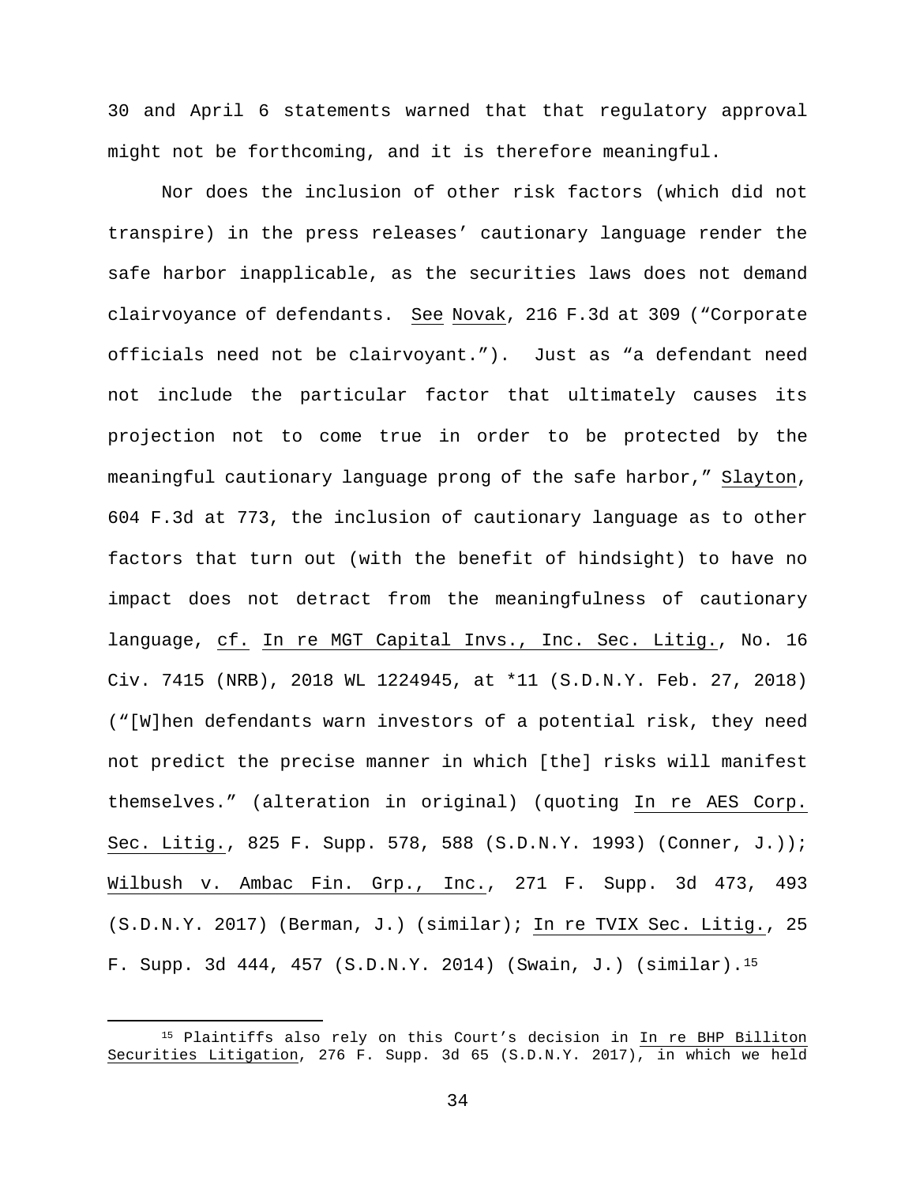30 and April 6 statements warned that that regulatory approval might not be forthcoming, and it is therefore meaningful.

Nor does the inclusion of other risk factors (which did not transpire) in the press releases' cautionary language render the safe harbor inapplicable, as the securities laws does not demand clairvoyance of defendants. See Novak, 216 F.3d at 309 ("Corporate officials need not be clairvoyant."). Just as "a defendant need not include the particular factor that ultimately causes its projection not to come true in order to be protected by the meaningful cautionary language prong of the safe harbor," Slayton, 604 F.3d at 773, the inclusion of cautionary language as to other factors that turn out (with the benefit of hindsight) to have no impact does not detract from the meaningfulness of cautionary language, cf. In re MGT Capital Invs., Inc. Sec. Litig., No. 16 Civ. 7415 (NRB), 2018 WL 1224945, at *11 (S.D.N.Y. Feb. 27, 2018) ("[W]hen defendants warn investors of a potential risk, they need not predict the precise manner in which [the] risks will manifest themselves." (alteration in original) (quoting In re AES Corp. Sec. Litig., 825 F. Supp. 578, 588 (S.D.N.Y. 1993) (Conner, J.)); Wilbush v. Ambac Fin. Grp., Inc., 271 F. Supp. 3d 473, 493 (S.D.N.Y. 2017) (Berman, J.) (similar); In re TVIX Sec. Litig., 25 F. Supp. 3d 444, 457 (S.D.N.Y. 2014) (Swain, J.) (similar).[15]

---

[15] Plaintiffs also rely on this Court's decision in In re BHP Billiton Securities Litigation, 276 F. Supp. 3d 65 (S.D.N.Y. 2017), in which we held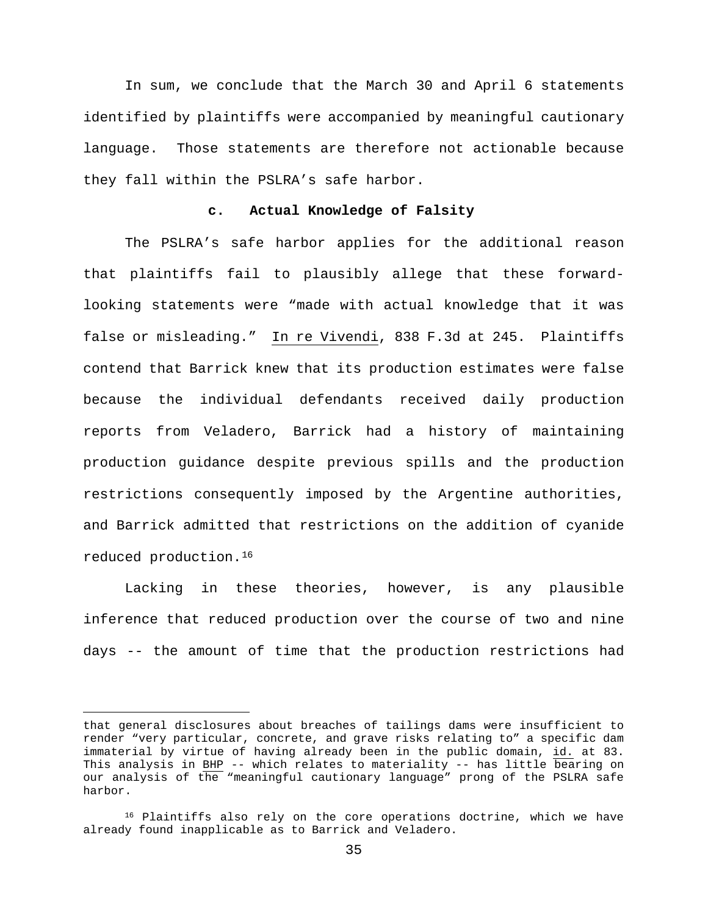In sum, we conclude that the March 30 and April 6 statements identified by plaintiffs were accompanied by meaningful cautionary language. Those statements are therefore not actionable because they fall within the PSLRA's safe harbor.

**c. Actual Knowledge of Falsity**

The PSLRA's safe harbor applies for the additional reason that plaintiffs fail to plausibly allege that these forward-looking statements were "made with actual knowledge that it was false or misleading." In re Vivendi, 838 F.3d at 245. Plaintiffs contend that Barrick knew that its production estimates were false because the individual defendants received daily production reports from Veladero, Barrick had a history of maintaining production guidance despite previous spills and the production restrictions consequently imposed by the Argentine authorities, and Barrick admitted that restrictions on the addition of cyanide reduced production.[16]

Lacking in these theories, however, is any plausible inference that reduced production over the course of two and nine days -- the amount of time that the production restrictions had

---

that general disclosures about breaches of tailings dams were insufficient to render "very particular, concrete, and grave risks relating to" a specific dam immaterial by virtue of having already been in the public domain, id. at 83. This analysis in BHP -- which relates to materiality -- has little bearing on our analysis of the "meaningful cautionary language" prong of the PSLRA safe harbor.

[16] Plaintiffs also rely on the core operations doctrine, which we have already found inapplicable as to Barrick and Veladero.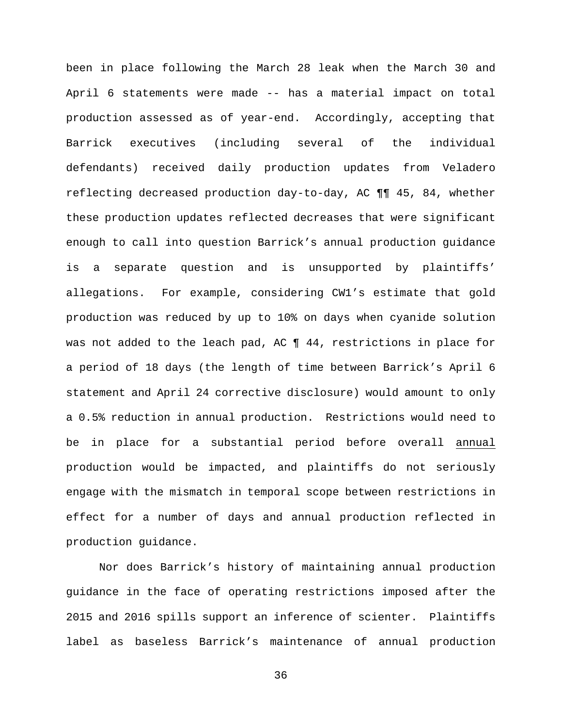been in place following the March 28 leak when the March 30 and April 6 statements were made -- has a material impact on total production assessed as of year-end. Accordingly, accepting that Barrick executives (including several of the individual defendants) received daily production updates from Veladero reflecting decreased production day-to-day, AC ¶¶ 45, 84, whether these production updates reflected decreases that were significant enough to call into question Barrick's annual production guidance is a separate question and is unsupported by plaintiffs' allegations. For example, considering CW1's estimate that gold production was reduced by up to 10% on days when cyanide solution was not added to the leach pad, AC ¶ 44, restrictions in place for a period of 18 days (the length of time between Barrick's April 6 statement and April 24 corrective disclosure) would amount to only a 0.5% reduction in annual production. Restrictions would need to be in place for a substantial period before overall annual production would be impacted, and plaintiffs do not seriously engage with the mismatch in temporal scope between restrictions in effect for a number of days and annual production reflected in production guidance.

Nor does Barrick's history of maintaining annual production guidance in the face of operating restrictions imposed after the 2015 and 2016 spills support an inference of scienter. Plaintiffs label as baseless Barrick's maintenance of annual production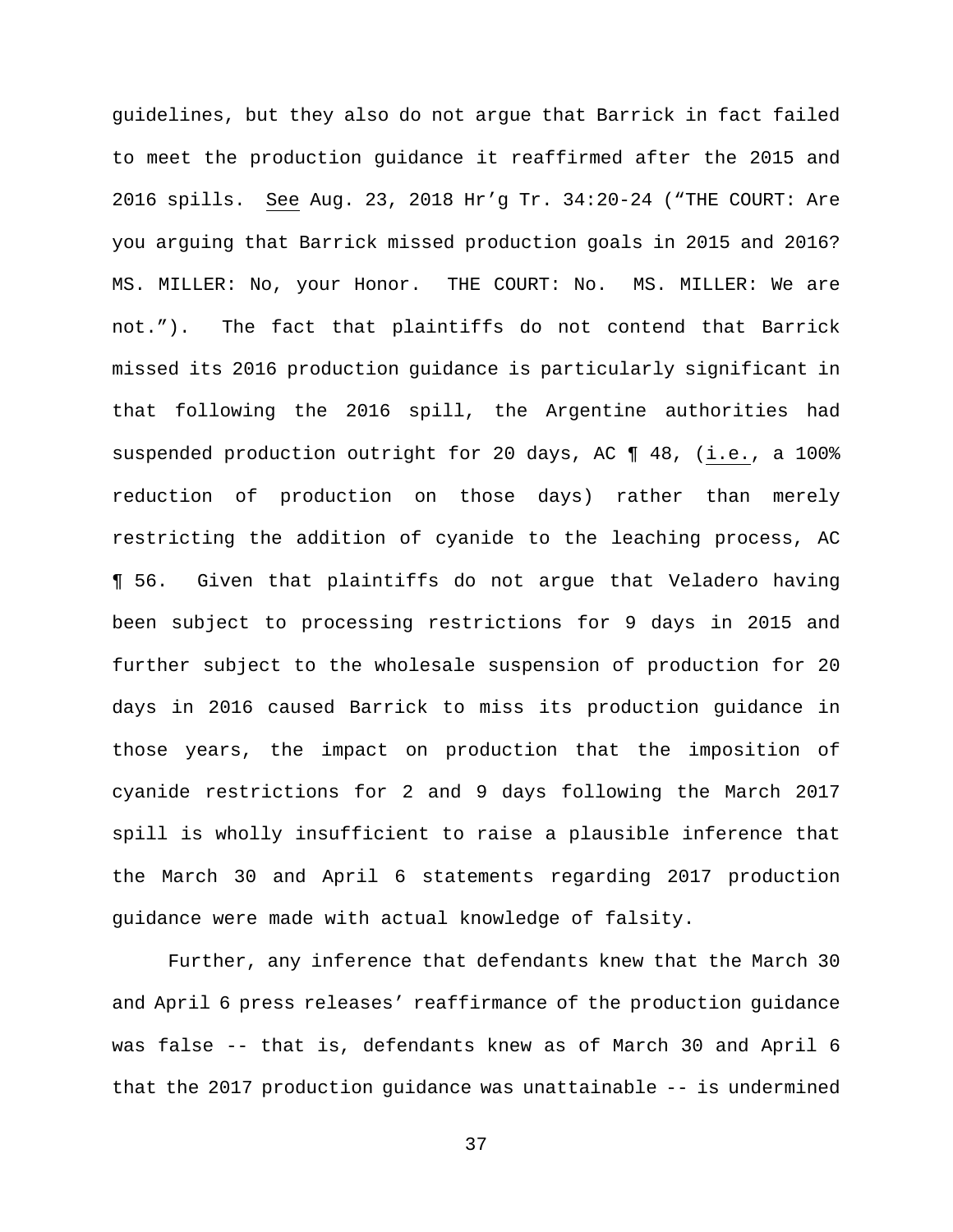guidelines, but they also do not argue that Barrick in fact failed to meet the production guidance it reaffirmed after the 2015 and 2016 spills. See Aug. 23, 2018 Hr'g Tr. 34:20-24 ("THE COURT: Are you arguing that Barrick missed production goals in 2015 and 2016? MS. MILLER: No, your Honor. THE COURT: No. MS. MILLER: We are not."). The fact that plaintiffs do not contend that Barrick missed its 2016 production guidance is particularly significant in that following the 2016 spill, the Argentine authorities had suspended production outright for 20 days, AC ¶ 48, (i.e., a 100% reduction of production on those days) rather than merely restricting the addition of cyanide to the leaching process, AC ¶ 56. Given that plaintiffs do not argue that Veladero having been subject to processing restrictions for 9 days in 2015 and further subject to the wholesale suspension of production for 20 days in 2016 caused Barrick to miss its production guidance in those years, the impact on production that the imposition of cyanide restrictions for 2 and 9 days following the March 2017 spill is wholly insufficient to raise a plausible inference that the March 30 and April 6 statements regarding 2017 production guidance were made with actual knowledge of falsity.

Further, any inference that defendants knew that the March 30 and April 6 press releases' reaffirmance of the production guidance was false -- that is, defendants knew as of March 30 and April 6 that the 2017 production guidance was unattainable -- is undermined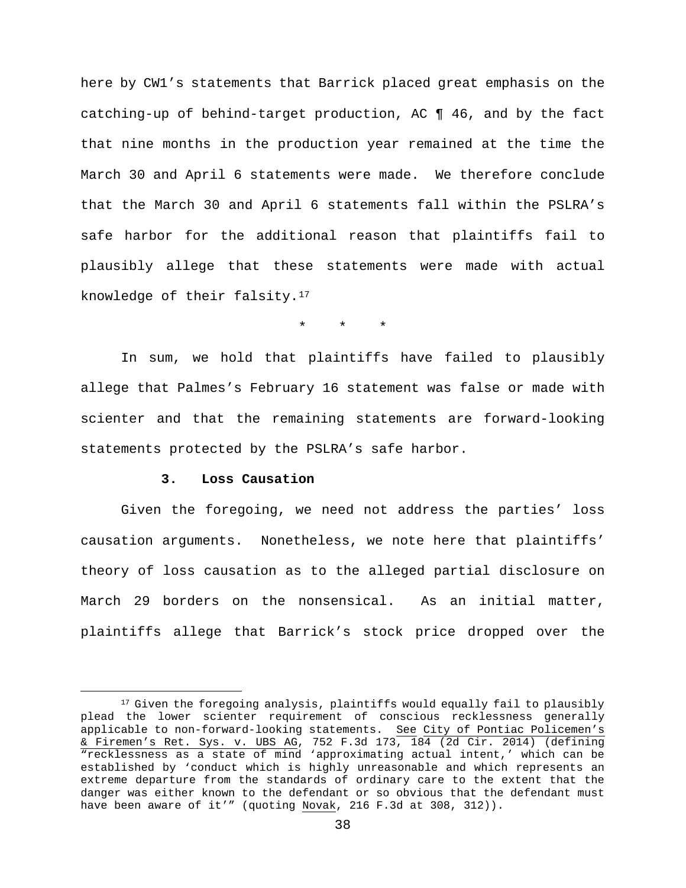here by CW1's statements that Barrick placed great emphasis on the catching-up of behind-target production, AC ¶ 46, and by the fact that nine months in the production year remained at the time the March 30 and April 6 statements were made. We therefore conclude that the March 30 and April 6 statements fall within the PSLRA's safe harbor for the additional reason that plaintiffs fail to plausibly allege that these statements were made with actual knowledge of their falsity.[17]

\* \* \*

In sum, we hold that plaintiffs have failed to plausibly allege that Palmes's February 16 statement was false or made with scienter and that the remaining statements are forward-looking statements protected by the PSLRA's safe harbor.

### 3. Loss Causation

Given the foregoing, we need not address the parties' loss causation arguments. Nonetheless, we note here that plaintiffs' theory of loss causation as to the alleged partial disclosure on March 29 borders on the nonsensical. As an initial matter, plaintiffs allege that Barrick's stock price dropped over the

---

[17] Given the foregoing analysis, plaintiffs would equally fail to plausibly plead the lower scienter requirement of conscious recklessness generally applicable to non-forward-looking statements. See City of Pontiac Policemen's & Firemen's Ret. Sys. v. UBS AG, 752 F.3d 173, 184 (2d Cir. 2014) (defining "recklessness as a state of mind 'approximating actual intent,' which can be established by 'conduct which is highly unreasonable and which represents an extreme departure from the standards of ordinary care to the extent that the danger was either known to the defendant or so obvious that the defendant must have been aware of it'" (quoting Novak, 216 F.3d at 308, 312)).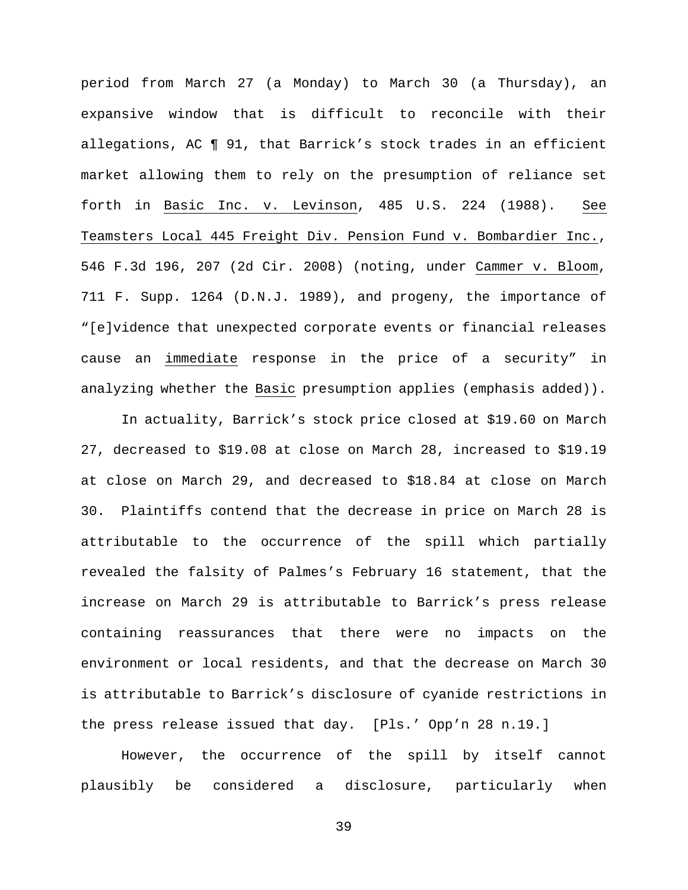period from March 27 (a Monday) to March 30 (a Thursday), an expansive window that is difficult to reconcile with their allegations, AC ¶ 91, that Barrick's stock trades in an efficient market allowing them to rely on the presumption of reliance set forth in Basic Inc. v. Levinson, 485 U.S. 224 (1988). See Teamsters Local 445 Freight Div. Pension Fund v. Bombardier Inc., 546 F.3d 196, 207 (2d Cir. 2008) (noting, under Cammer v. Bloom, 711 F. Supp. 1264 (D.N.J. 1989), and progeny, the importance of "[e]vidence that unexpected corporate events or financial releases cause an immediate response in the price of a security" in analyzing whether the Basic presumption applies (emphasis added)).

In actuality, Barrick's stock price closed at $19.60 on March 27, decreased to $19.08 at close on March 28, increased to $19.19 at close on March 29, and decreased to $18.84 at close on March 30. Plaintiffs contend that the decrease in price on March 28 is attributable to the occurrence of the spill which partially revealed the falsity of Palmes's February 16 statement, that the increase on March 29 is attributable to Barrick's press release containing reassurances that there were no impacts on the environment or local residents, and that the decrease on March 30 is attributable to Barrick's disclosure of cyanide restrictions in the press release issued that day. [Pls.' Opp'n 28 n.19.]

However, the occurrence of the spill by itself cannot plausibly be considered a disclosure, particularly when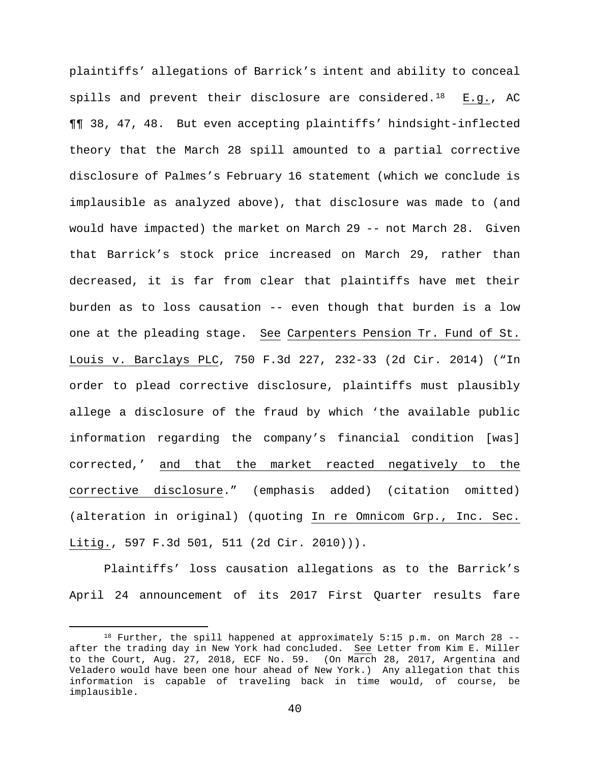plaintiffs' allegations of Barrick's intent and ability to conceal spills and prevent their disclosure are considered.[18] E.g., AC ¶¶ 38, 47, 48. But even accepting plaintiffs' hindsight-inflected theory that the March 28 spill amounted to a partial corrective disclosure of Palmes's February 16 statement (which we conclude is implausible as analyzed above), that disclosure was made to (and would have impacted) the market on March 29 -- not March 28. Given that Barrick's stock price increased on March 29, rather than decreased, it is far from clear that plaintiffs have met their burden as to loss causation -- even though that burden is a low one at the pleading stage. See Carpenters Pension Tr. Fund of St. Louis v. Barclays PLC, 750 F.3d 227, 232-33 (2d Cir. 2014) ("In order to plead corrective disclosure, plaintiffs must plausibly allege a disclosure of the fraud by which 'the available public information regarding the company's financial condition [was] corrected,' and that the market reacted negatively to the corrective disclosure." (emphasis added) (citation omitted) (alteration in original) (quoting In re Omnicom Grp., Inc. Sec. Litig., 597 F.3d 501, 511 (2d Cir. 2010))).

Plaintiffs' loss causation allegations as to the Barrick's April 24 announcement of its 2017 First Quarter results fare

[18] Further, the spill happened at approximately 5:15 p.m. on March 28 -- after the trading day in New York had concluded. See Letter from Kim E. Miller to the Court, Aug. 27, 2018, ECF No. 59. (On March 28, 2017, Argentina and Veladero would have been one hour ahead of New York.) Any allegation that this information is capable of traveling back in time would, of course, be implausible.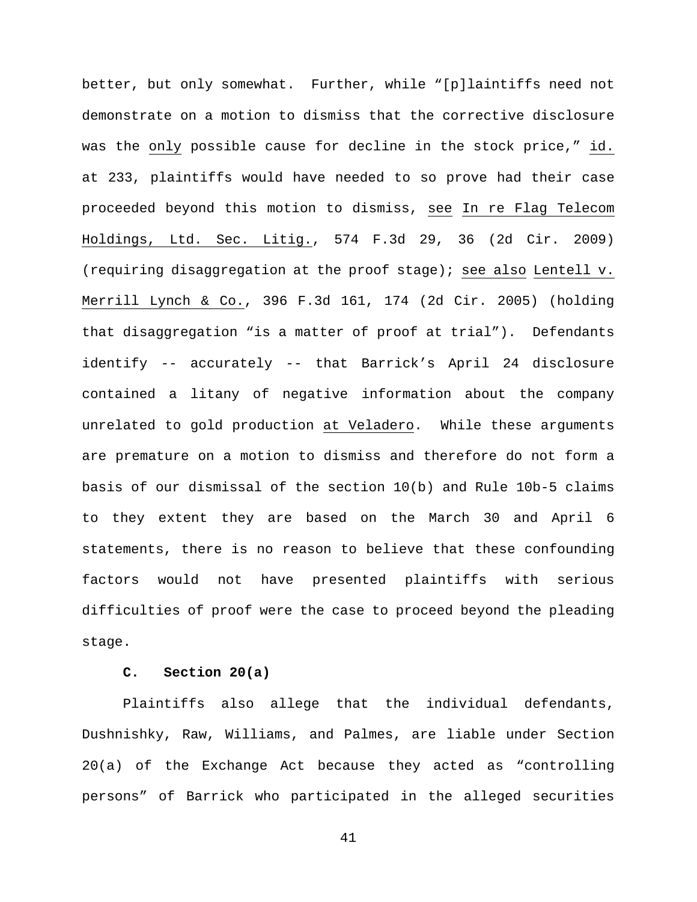better, but only somewhat. Further, while "[p]laintiffs need not demonstrate on a motion to dismiss that the corrective disclosure was the only possible cause for decline in the stock price," id. at 233, plaintiffs would have needed to so prove had their case proceeded beyond this motion to dismiss, see In re Flag Telecom Holdings, Ltd. Sec. Litig., 574 F.3d 29, 36 (2d Cir. 2009) (requiring disaggregation at the proof stage); see also Lentell v. Merrill Lynch & Co., 396 F.3d 161, 174 (2d Cir. 2005) (holding that disaggregation "is a matter of proof at trial"). Defendants identify -- accurately -- that Barrick's April 24 disclosure contained a litany of negative information about the company unrelated to gold production at Veladero. While these arguments are premature on a motion to dismiss and therefore do not form a basis of our dismissal of the section 10(b) and Rule 10b-5 claims to they extent they are based on the March 30 and April 6 statements, there is no reason to believe that these confounding factors would not have presented plaintiffs with serious difficulties of proof were the case to proceed beyond the pleading stage.

**C. Section 20(a)**

Plaintiffs also allege that the individual defendants, Dushnishky, Raw, Williams, and Palmes, are liable under Section 20(a) of the Exchange Act because they acted as "controlling persons" of Barrick who participated in the alleged securities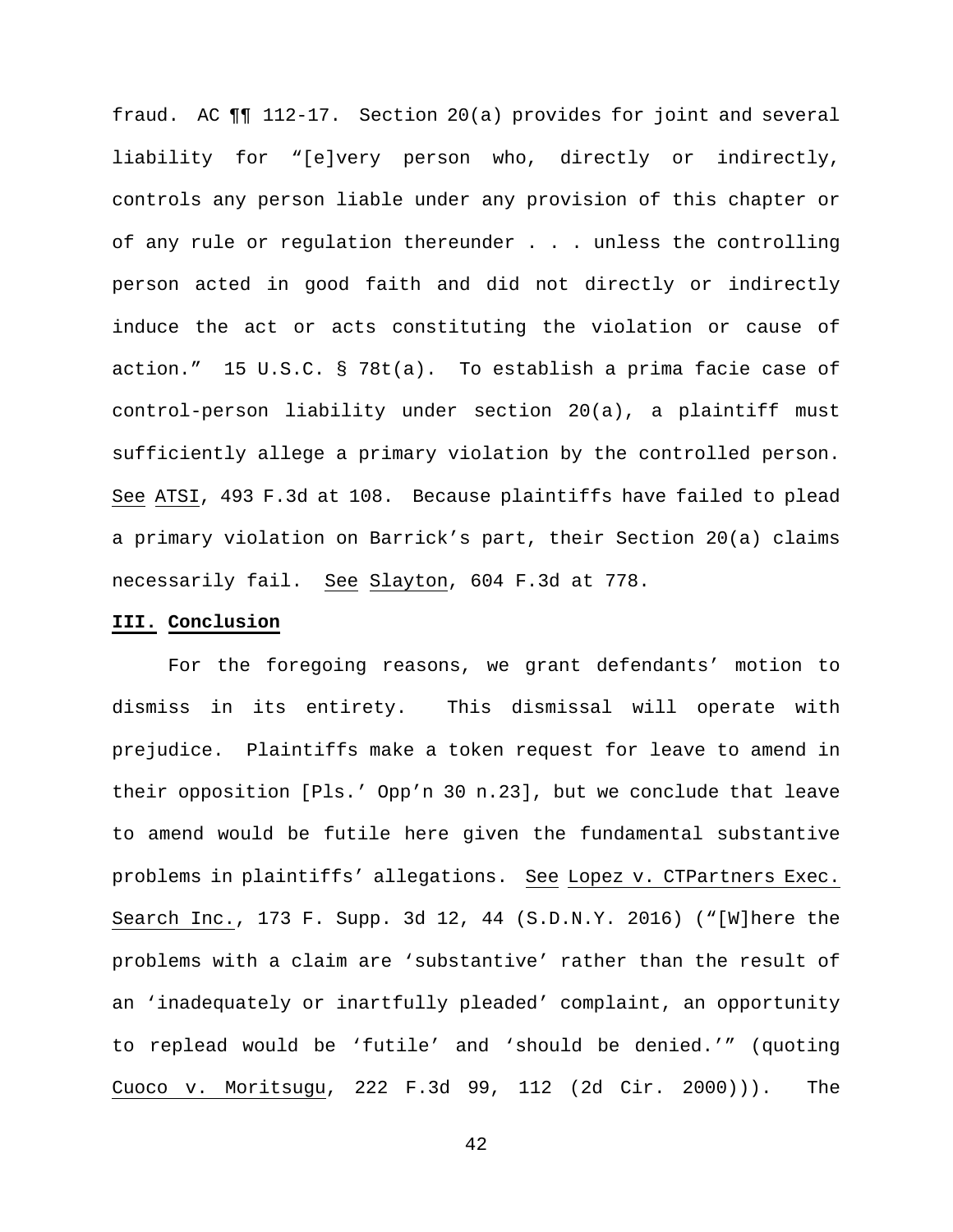fraud. AC ¶¶ 112-17. Section 20(a) provides for joint and several liability for "[e]very person who, directly or indirectly, controls any person liable under any provision of this chapter or of any rule or regulation thereunder . . . unless the controlling person acted in good faith and did not directly or indirectly induce the act or acts constituting the violation or cause of action." 15 U.S.C. § 78t(a). To establish a prima facie case of control-person liability under section 20(a), a plaintiff must sufficiently allege a primary violation by the controlled person. See ATSI, 493 F.3d at 108. Because plaintiffs have failed to plead a primary violation on Barrick's part, their Section 20(a) claims necessarily fail. See Slayton, 604 F.3d at 778.

## III. Conclusion

For the foregoing reasons, we grant defendants' motion to dismiss in its entirety. This dismissal will operate with prejudice. Plaintiffs make a token request for leave to amend in their opposition [Pls.' Opp'n 30 n.23], but we conclude that leave to amend would be futile here given the fundamental substantive problems in plaintiffs' allegations. See Lopez v. CTPartners Exec. Search Inc., 173 F. Supp. 3d 12, 44 (S.D.N.Y. 2016) ("[W]here the problems with a claim are 'substantive' rather than the result of an 'inadequately or inartfully pleaded' complaint, an opportunity to replead would be 'futile' and 'should be denied.'" (quoting Cuoco v. Moritsugu, 222 F.3d 99, 112 (2d Cir. 2000))). The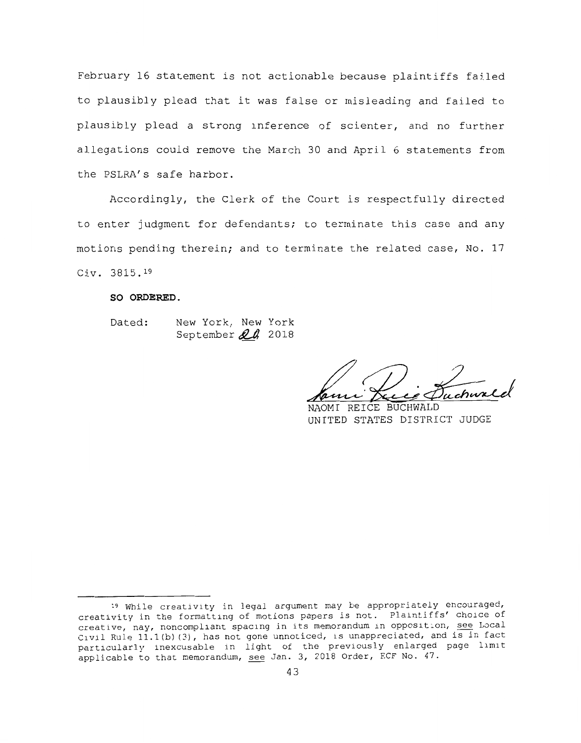February 16 statement is not actionable because plaintiffs failed to plausibly plead that it was false or misleading and failed to plausibly plead a strong inference of scienter, and no further allegations could remove the March 30 and April 6 statements from the PSLRA's safe harbor.

Accordingly, the Clerk of the Court is respectfully directed to enter judgment for defendants; to terminate this case and any motions pending therein; and to terminate the related case, No. 17 Civ. 3815.[19]

**SO ORDERED.**

Dated: New York, New York
September 20, 2018

NAOMI REICE BUCHWALD
UNITED STATES DISTRICT JUDGE

---

[19] While creativity in legal argument may be appropriately encouraged, creativity in the formatting of motions papers is not. Plaintiffs' choice of creative, nay, noncompliant spacing in its memorandum in opposition, see Local Civil Rule 11.1(b)(3), has not gone unnoticed, is unappreciated, and is in fact particularly inexcusable in light of the previously enlarged page limit applicable to that memorandum, see Jan. 3, 2018 Order, ECF No. 47.